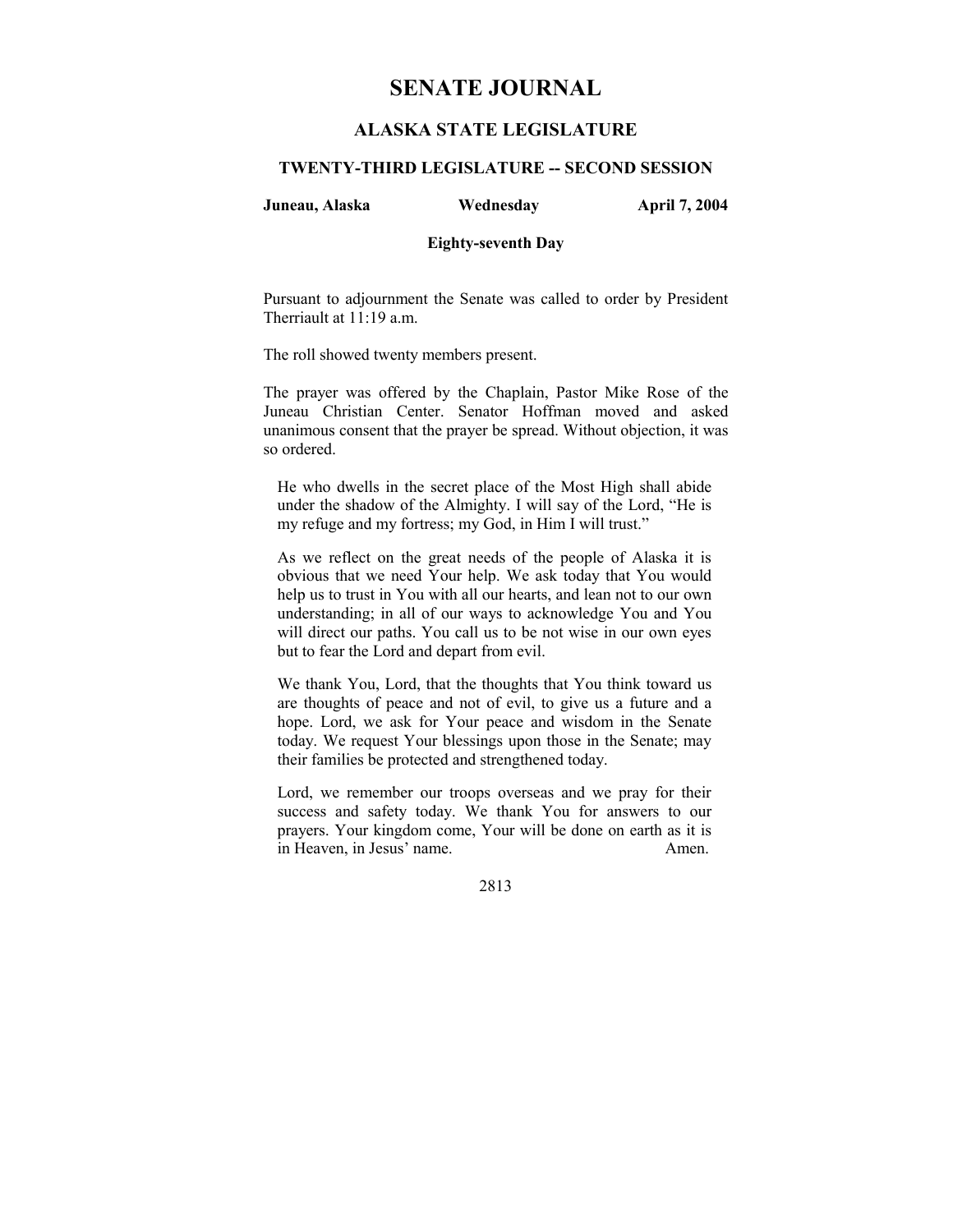# SENATE JOURNAL

## ALASKA STATE LEGISLATURE

### TWENTY-THIRD LEGISLATURE -- SECOND SESSION

**Juneau, Alaska** **Wednesday** **April 7, 2004**

**Eighty-seventh Day**

Pursuant to adjournment the Senate was called to order by President Therriault at 11:19 a.m.

The roll showed twenty members present.

The prayer was offered by the Chaplain, Pastor Mike Rose of the Juneau Christian Center. Senator Hoffman moved and asked unanimous consent that the prayer be spread. Without objection, it was so ordered.

> He who dwells in the secret place of the Most High shall abide under the shadow of the Almighty. I will say of the Lord, "He is my refuge and my fortress; my God, in Him I will trust."
>
> As we reflect on the great needs of the people of Alaska it is obvious that we need Your help. We ask today that You would help us to trust in You with all our hearts, and lean not to our own understanding; in all of our ways to acknowledge You and You will direct our paths. You call us to be not wise in our own eyes but to fear the Lord and depart from evil.
>
> We thank You, Lord, that the thoughts that You think toward us are thoughts of peace and not of evil, to give us a future and a hope. Lord, we ask for Your peace and wisdom in the Senate today. We request Your blessings upon those in the Senate; may their families be protected and strengthened today.
>
> Lord, we remember our troops overseas and we pray for their success and safety today. We thank You for answers to our prayers. Your kingdom come, Your will be done on earth as it is in Heaven, in Jesus' name. Amen.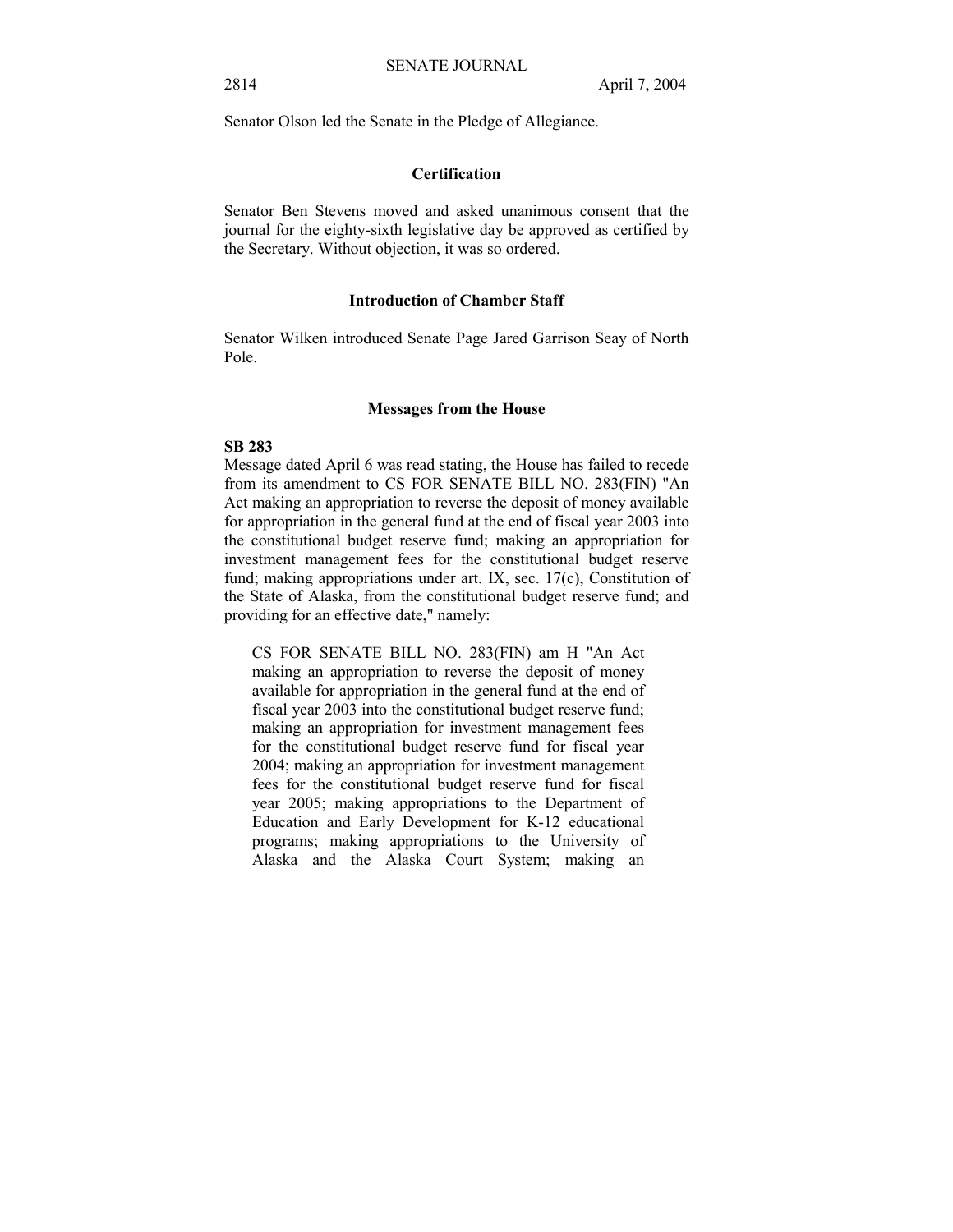Senator Olson led the Senate in the Pledge of Allegiance.

## Certification

Senator Ben Stevens moved and asked unanimous consent that the journal for the eighty-sixth legislative day be approved as certified by the Secretary. Without objection, it was so ordered.

## Introduction of Chamber Staff

Senator Wilken introduced Senate Page Jared Garrison Seay of North Pole.

## Messages from the House

**SB 283**

Message dated April 6 was read stating, the House has failed to recede from its amendment to CS FOR SENATE BILL NO. 283(FIN) "An Act making an appropriation to reverse the deposit of money available for appropriation in the general fund at the end of fiscal year 2003 into the constitutional budget reserve fund; making an appropriation for investment management fees for the constitutional budget reserve fund; making appropriations under art. IX, sec. 17(c), Constitution of the State of Alaska, from the constitutional budget reserve fund; and providing for an effective date," namely:

> CS FOR SENATE BILL NO. 283(FIN) am H "An Act making an appropriation to reverse the deposit of money available for appropriation in the general fund at the end of fiscal year 2003 into the constitutional budget reserve fund; making an appropriation for investment management fees for the constitutional budget reserve fund for fiscal year 2004; making an appropriation for investment management fees for the constitutional budget reserve fund for fiscal year 2005; making appropriations to the Department of Education and Early Development for K-12 educational programs; making appropriations to the University of Alaska and the Alaska Court System; making an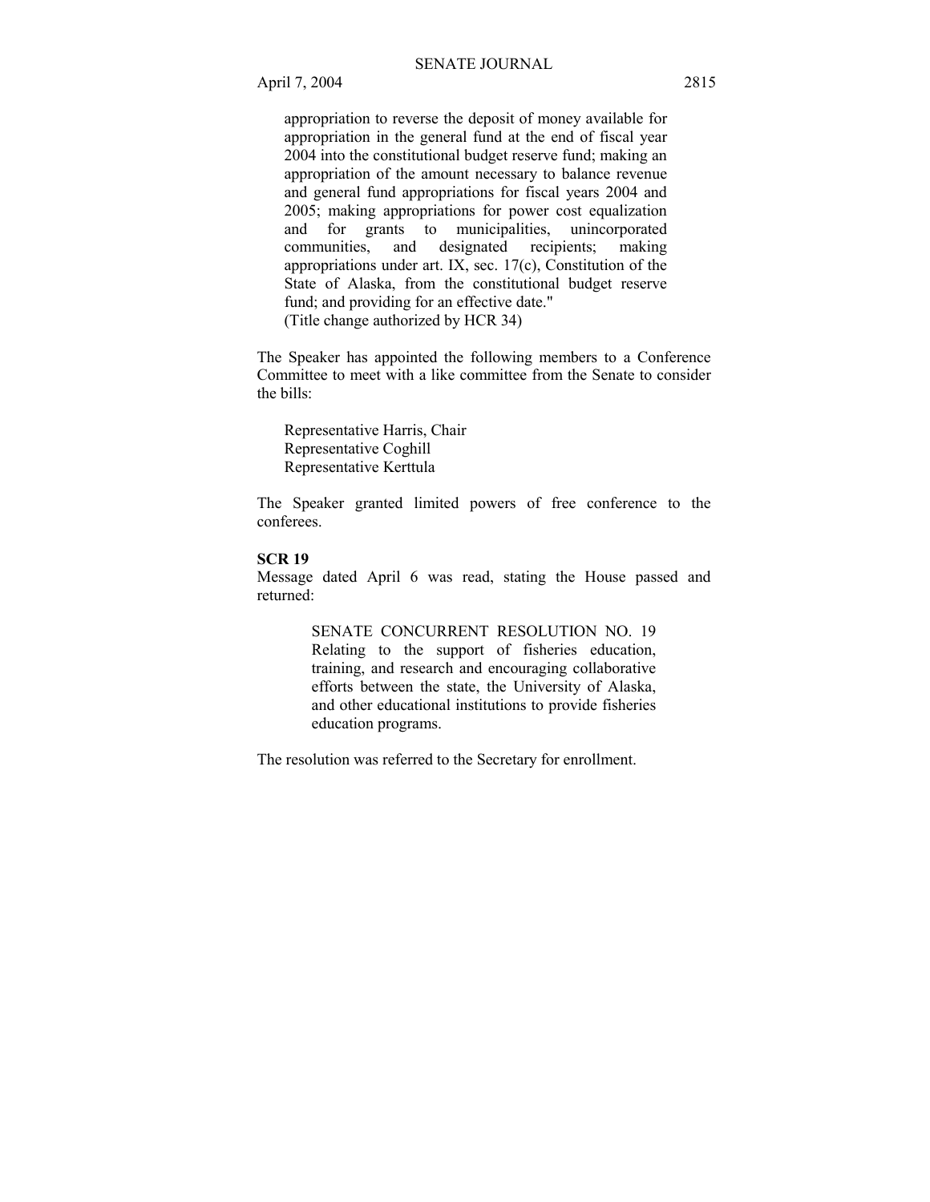appropriation to reverse the deposit of money available for appropriation in the general fund at the end of fiscal year 2004 into the constitutional budget reserve fund; making an appropriation of the amount necessary to balance revenue and general fund appropriations for fiscal years 2004 and 2005; making appropriations for power cost equalization and for grants to municipalities, unincorporated communities, and designated recipients; making appropriations under art. IX, sec. 17(c), Constitution of the State of Alaska, from the constitutional budget reserve fund; and providing for an effective date."
(Title change authorized by HCR 34)

The Speaker has appointed the following members to a Conference Committee to meet with a like committee from the Senate to consider the bills:

Representative Harris, Chair
Representative Coghill
Representative Kerttula

The Speaker granted limited powers of free conference to the conferees.

**SCR 19**
Message dated April 6 was read, stating the House passed and returned:

SENATE CONCURRENT RESOLUTION NO. 19
Relating to the support of fisheries education, training, and research and encouraging collaborative efforts between the state, the University of Alaska, and other educational institutions to provide fisheries education programs.

The resolution was referred to the Secretary for enrollment.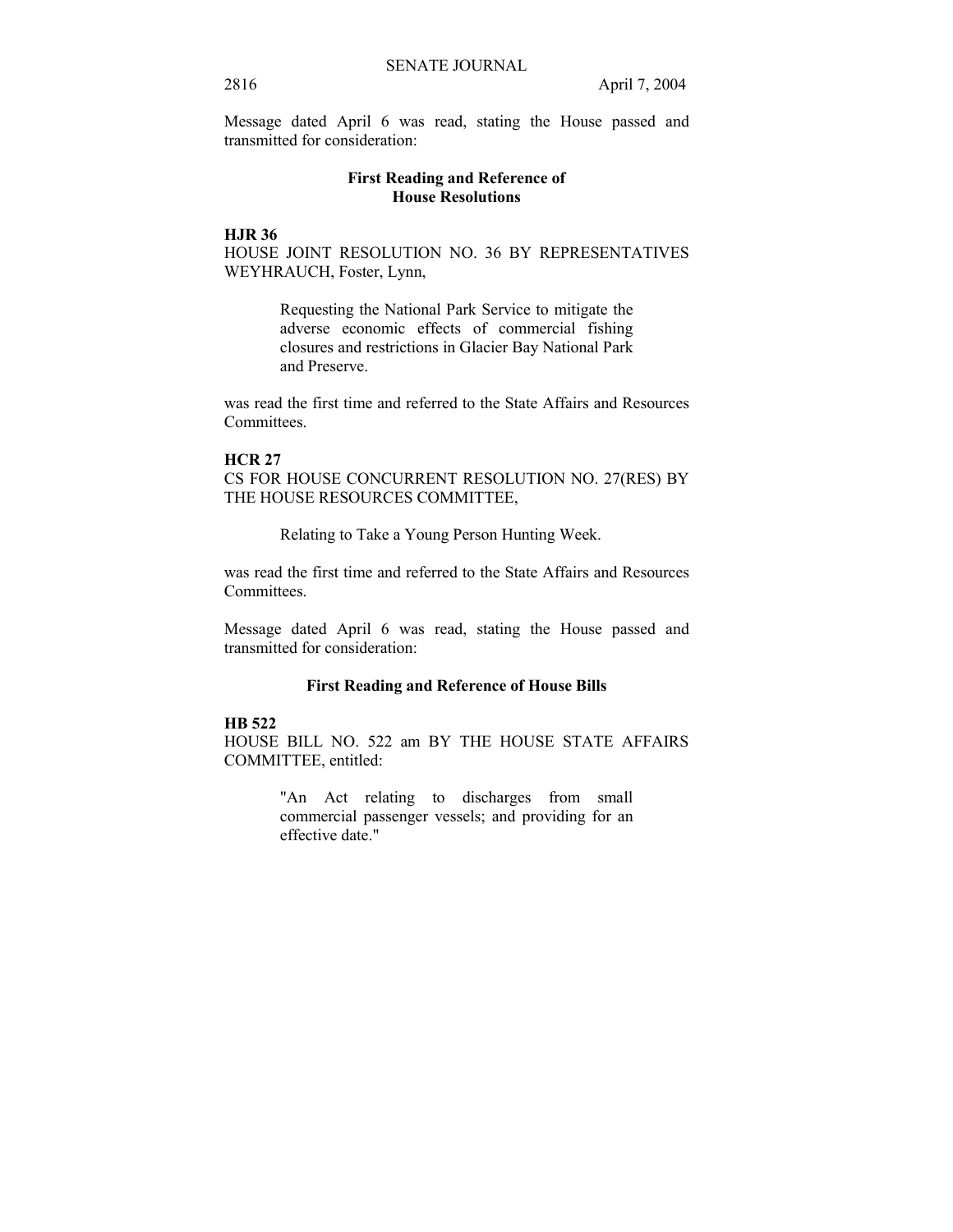Message dated April 6 was read, stating the House passed and transmitted for consideration:

### First Reading and Reference of House Resolutions

**HJR 36**

HOUSE JOINT RESOLUTION NO. 36 BY REPRESENTATIVES WEYHRAUCH, Foster, Lynn,

> Requesting the National Park Service to mitigate the adverse economic effects of commercial fishing closures and restrictions in Glacier Bay National Park and Preserve.

was read the first time and referred to the State Affairs and Resources Committees.

**HCR 27**

CS FOR HOUSE CONCURRENT RESOLUTION NO. 27(RES) BY THE HOUSE RESOURCES COMMITTEE,

> Relating to Take a Young Person Hunting Week.

was read the first time and referred to the State Affairs and Resources Committees.

Message dated April 6 was read, stating the House passed and transmitted for consideration:

### First Reading and Reference of House Bills

**HB 522**

HOUSE BILL NO. 522 am BY THE HOUSE STATE AFFAIRS COMMITTEE, entitled:

> "An Act relating to discharges from small commercial passenger vessels; and providing for an effective date."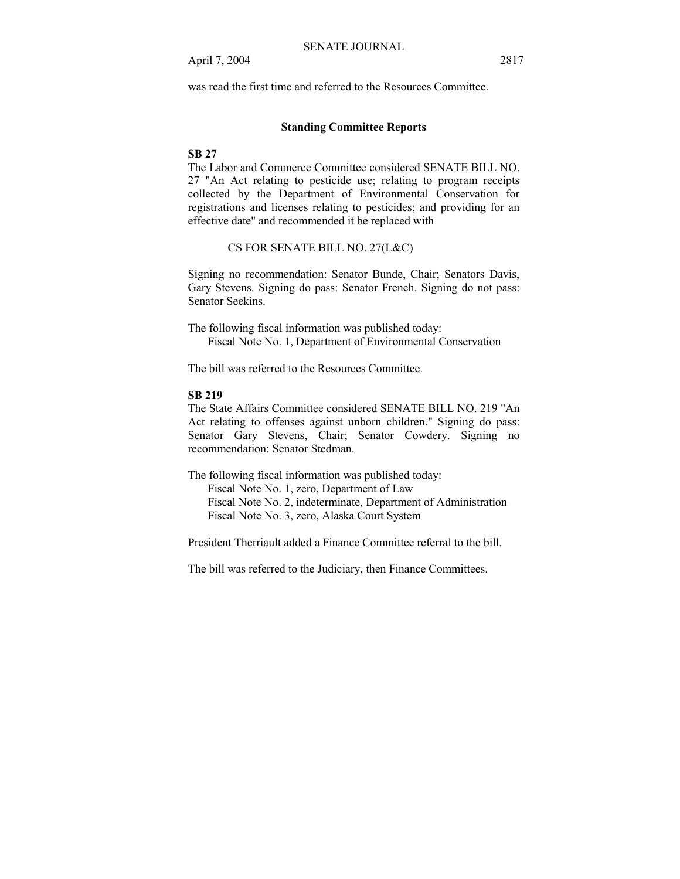was read the first time and referred to the Resources Committee.

### Standing Committee Reports

**SB 27**

The Labor and Commerce Committee considered SENATE BILL NO. 27 "An Act relating to pesticide use; relating to program receipts collected by the Department of Environmental Conservation for registrations and licenses relating to pesticides; and providing for an effective date" and recommended it be replaced with

CS FOR SENATE BILL NO. 27(L&C)

Signing no recommendation: Senator Bunde, Chair; Senators Davis, Gary Stevens. Signing do pass: Senator French. Signing do not pass: Senator Seekins.

The following fiscal information was published today:
Fiscal Note No. 1, Department of Environmental Conservation

The bill was referred to the Resources Committee.

**SB 219**

The State Affairs Committee considered SENATE BILL NO. 219 "An Act relating to offenses against unborn children." Signing do pass: Senator Gary Stevens, Chair; Senator Cowdery. Signing no recommendation: Senator Stedman.

The following fiscal information was published today:
Fiscal Note No. 1, zero, Department of Law
Fiscal Note No. 2, indeterminate, Department of Administration
Fiscal Note No. 3, zero, Alaska Court System

President Therriault added a Finance Committee referral to the bill.

The bill was referred to the Judiciary, then Finance Committees.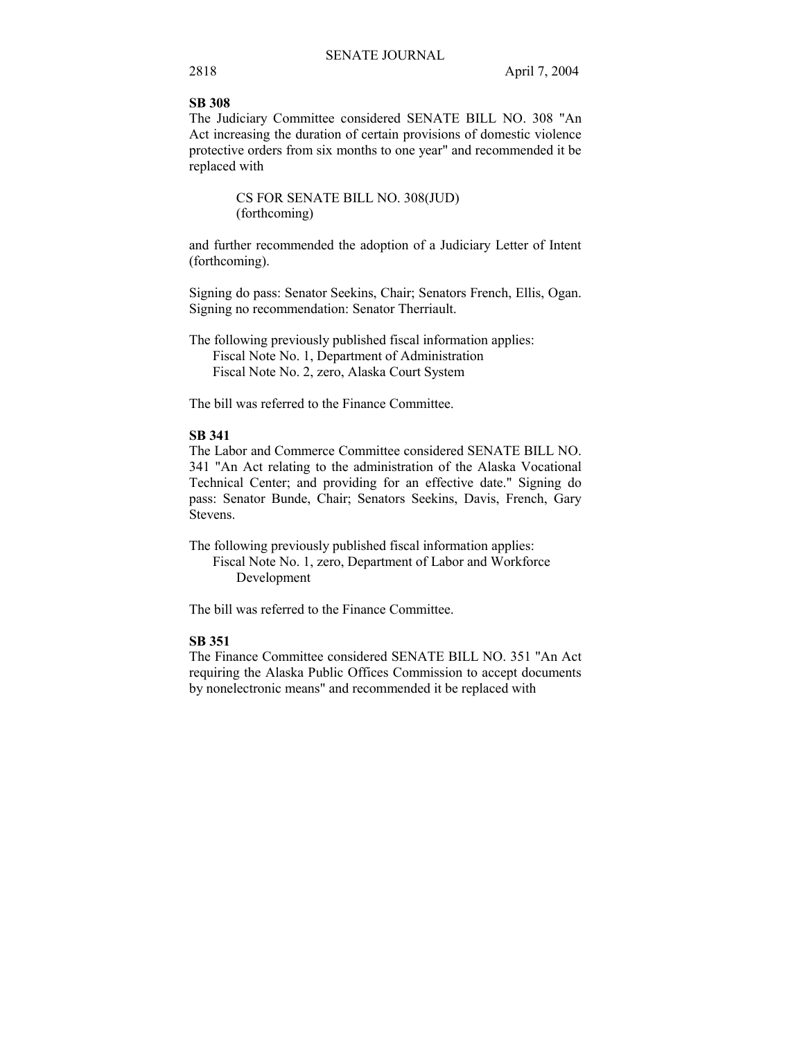**SB 308**

The Judiciary Committee considered SENATE BILL NO. 308 "An Act increasing the duration of certain provisions of domestic violence protective orders from six months to one year" and recommended it be replaced with

> CS FOR SENATE BILL NO. 308(JUD)
> (forthcoming)

and further recommended the adoption of a Judiciary Letter of Intent (forthcoming).

Signing do pass: Senator Seekins, Chair; Senators French, Ellis, Ogan. Signing no recommendation: Senator Therriault.

The following previously published fiscal information applies:
- Fiscal Note No. 1, Department of Administration
- Fiscal Note No. 2, zero, Alaska Court System

The bill was referred to the Finance Committee.

**SB 341**

The Labor and Commerce Committee considered SENATE BILL NO. 341 "An Act relating to the administration of the Alaska Vocational Technical Center; and providing for an effective date." Signing do pass: Senator Bunde, Chair; Senators Seekins, Davis, French, Gary Stevens.

The following previously published fiscal information applies:
- Fiscal Note No. 1, zero, Department of Labor and Workforce Development

The bill was referred to the Finance Committee.

**SB 351**

The Finance Committee considered SENATE BILL NO. 351 "An Act requiring the Alaska Public Offices Commission to accept documents by nonelectronic means" and recommended it be replaced with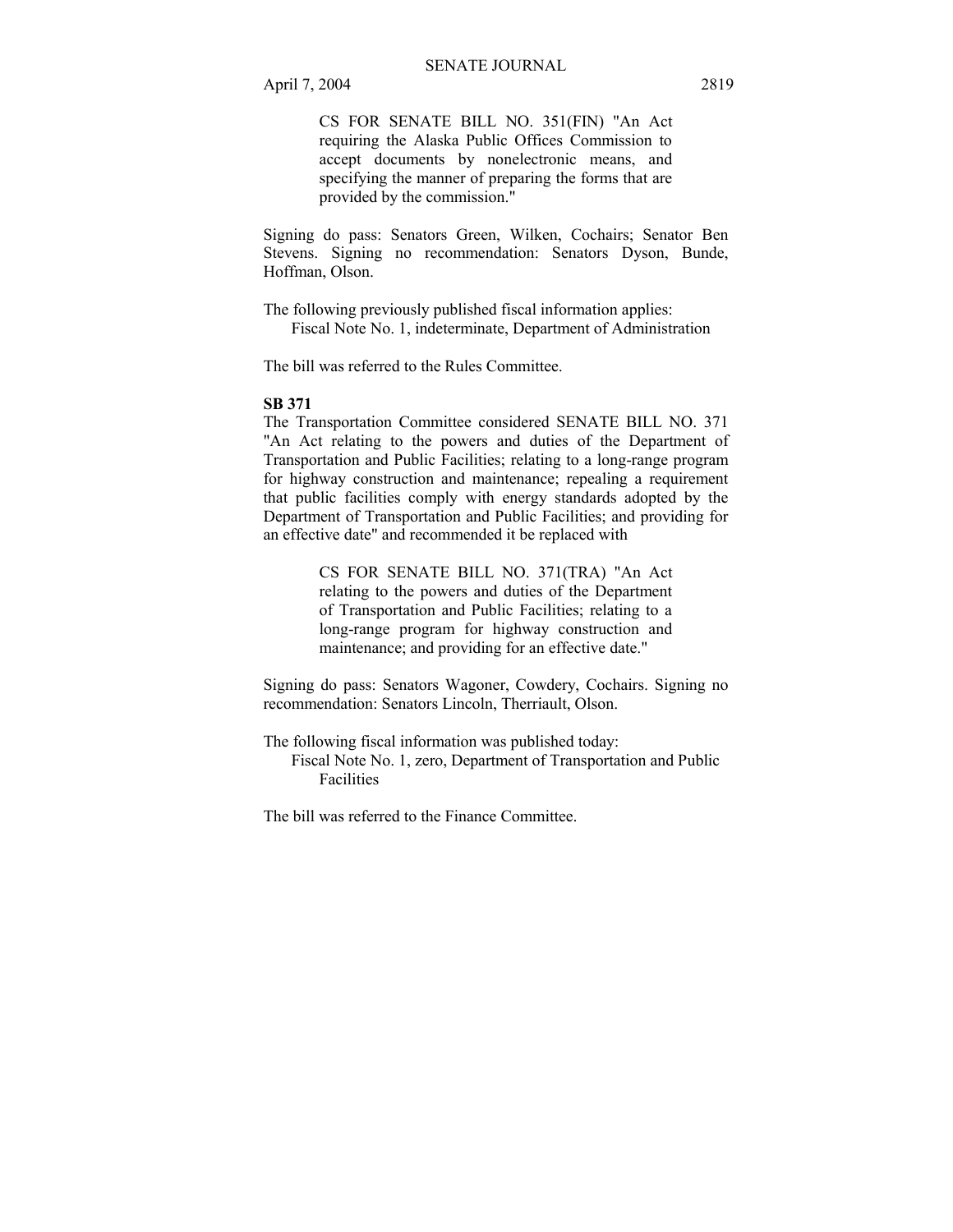CS FOR SENATE BILL NO. 351(FIN) "An Act requiring the Alaska Public Offices Commission to accept documents by nonelectronic means, and specifying the manner of preparing the forms that are provided by the commission."

Signing do pass: Senators Green, Wilken, Cochairs; Senator Ben Stevens. Signing no recommendation: Senators Dyson, Bunde, Hoffman, Olson.

The following previously published fiscal information applies:
Fiscal Note No. 1, indeterminate, Department of Administration

The bill was referred to the Rules Committee.

**SB 371**

The Transportation Committee considered SENATE BILL NO. 371 "An Act relating to the powers and duties of the Department of Transportation and Public Facilities; relating to a long-range program for highway construction and maintenance; repealing a requirement that public facilities comply with energy standards adopted by the Department of Transportation and Public Facilities; and providing for an effective date" and recommended it be replaced with

CS FOR SENATE BILL NO. 371(TRA) "An Act relating to the powers and duties of the Department of Transportation and Public Facilities; relating to a long-range program for highway construction and maintenance; and providing for an effective date."

Signing do pass: Senators Wagoner, Cowdery, Cochairs. Signing no recommendation: Senators Lincoln, Therriault, Olson.

The following fiscal information was published today:
Fiscal Note No. 1, zero, Department of Transportation and Public Facilities

The bill was referred to the Finance Committee.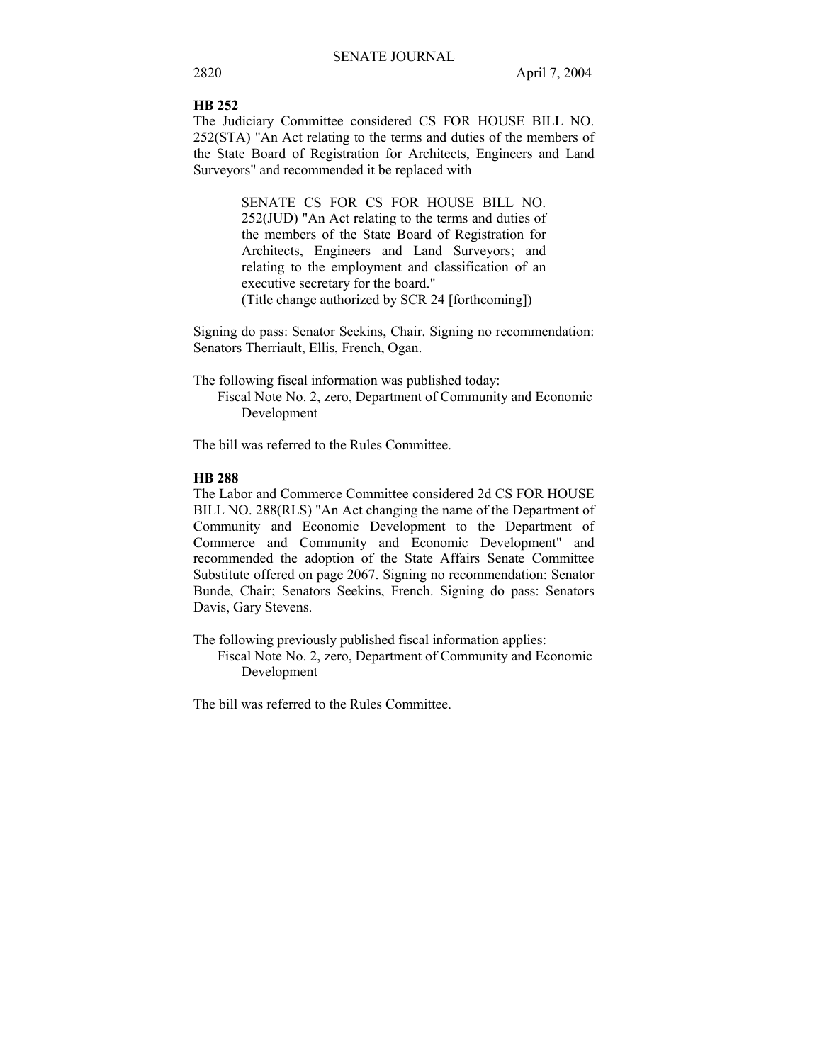**HB 252**

The Judiciary Committee considered CS FOR HOUSE BILL NO. 252(STA) "An Act relating to the terms and duties of the members of the State Board of Registration for Architects, Engineers and Land Surveyors" and recommended it be replaced with

> SENATE CS FOR CS FOR HOUSE BILL NO. 252(JUD) "An Act relating to the terms and duties of the members of the State Board of Registration for Architects, Engineers and Land Surveyors; and relating to the employment and classification of an executive secretary for the board."
> (Title change authorized by SCR 24 [forthcoming])

Signing do pass: Senator Seekins, Chair. Signing no recommendation: Senators Therriault, Ellis, French, Ogan.

The following fiscal information was published today:

Fiscal Note No. 2, zero, Department of Community and Economic Development

The bill was referred to the Rules Committee.

**HB 288**

The Labor and Commerce Committee considered 2d CS FOR HOUSE BILL NO. 288(RLS) "An Act changing the name of the Department of Community and Economic Development to the Department of Commerce and Community and Economic Development" and recommended the adoption of the State Affairs Senate Committee Substitute offered on page 2067. Signing no recommendation: Senator Bunde, Chair; Senators Seekins, French. Signing do pass: Senators Davis, Gary Stevens.

The following previously published fiscal information applies:

Fiscal Note No. 2, zero, Department of Community and Economic Development

The bill was referred to the Rules Committee.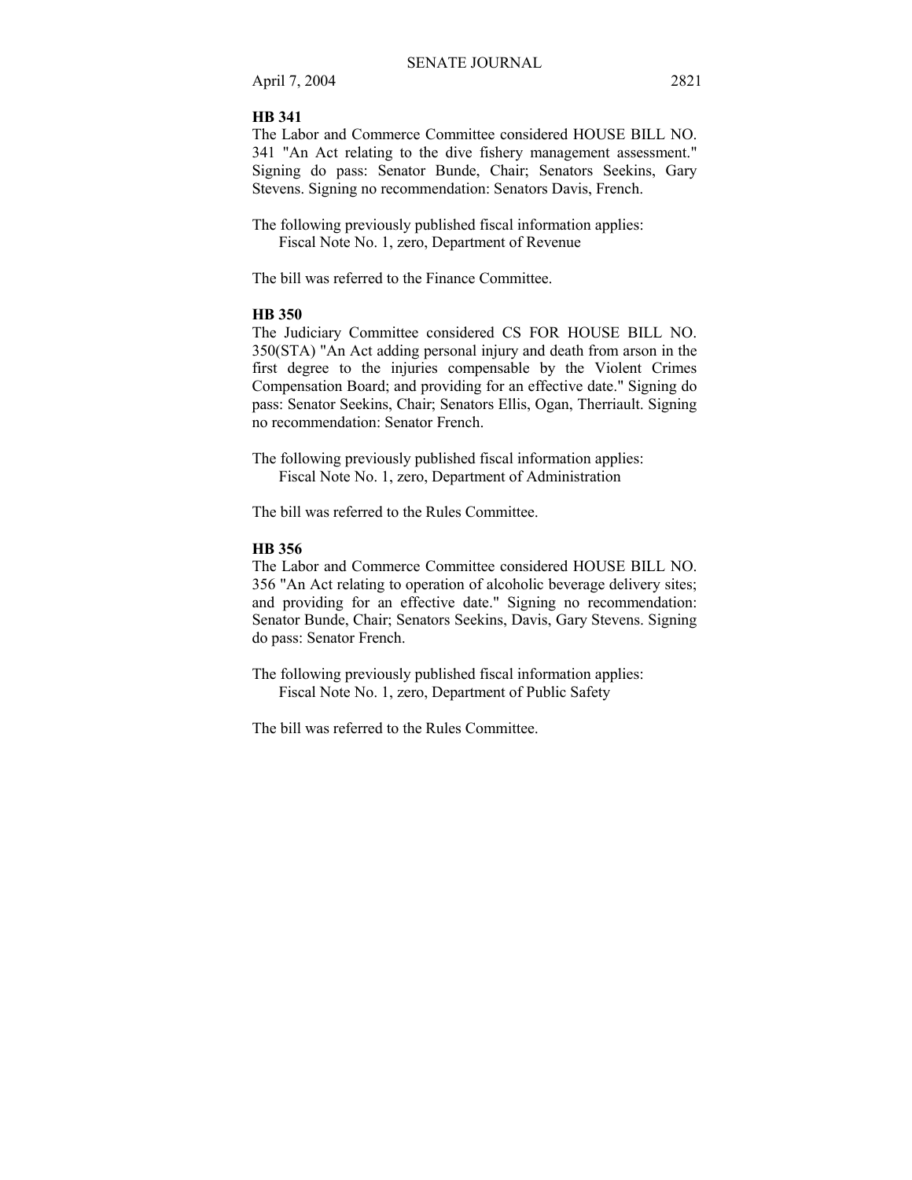**HB 341**

The Labor and Commerce Committee considered HOUSE BILL NO. 341 "An Act relating to the dive fishery management assessment." Signing do pass: Senator Bunde, Chair; Senators Seekins, Gary Stevens. Signing no recommendation: Senators Davis, French.

The following previously published fiscal information applies:
Fiscal Note No. 1, zero, Department of Revenue

The bill was referred to the Finance Committee.

**HB 350**

The Judiciary Committee considered CS FOR HOUSE BILL NO. 350(STA) "An Act adding personal injury and death from arson in the first degree to the injuries compensable by the Violent Crimes Compensation Board; and providing for an effective date." Signing do pass: Senator Seekins, Chair; Senators Ellis, Ogan, Therriault. Signing no recommendation: Senator French.

The following previously published fiscal information applies:
Fiscal Note No. 1, zero, Department of Administration

The bill was referred to the Rules Committee.

**HB 356**

The Labor and Commerce Committee considered HOUSE BILL NO. 356 "An Act relating to operation of alcoholic beverage delivery sites; and providing for an effective date." Signing no recommendation: Senator Bunde, Chair; Senators Seekins, Davis, Gary Stevens. Signing do pass: Senator French.

The following previously published fiscal information applies:
Fiscal Note No. 1, zero, Department of Public Safety

The bill was referred to the Rules Committee.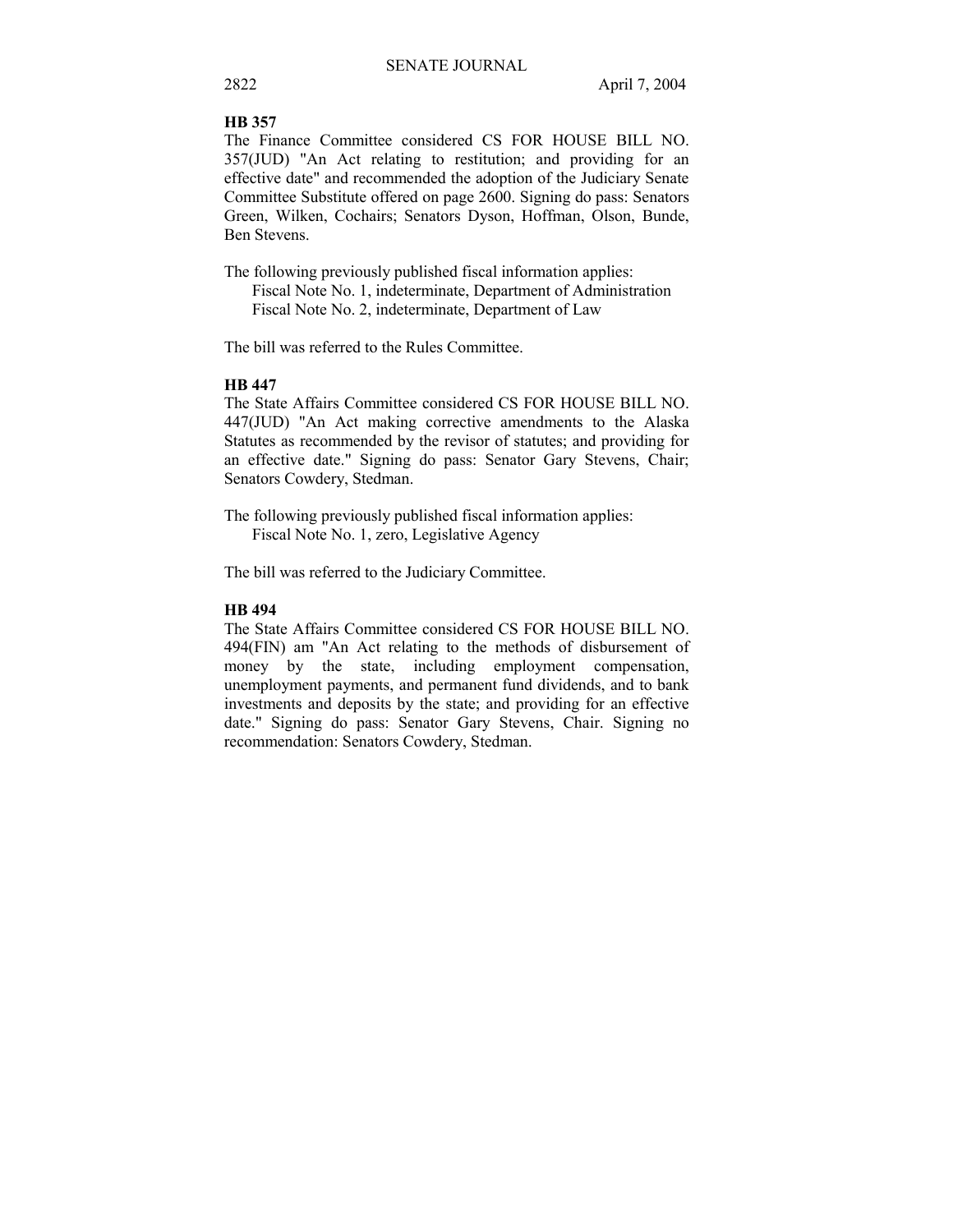**HB 357**

The Finance Committee considered CS FOR HOUSE BILL NO. 357(JUD) "An Act relating to restitution; and providing for an effective date" and recommended the adoption of the Judiciary Senate Committee Substitute offered on page 2600. Signing do pass: Senators Green, Wilken, Cochairs; Senators Dyson, Hoffman, Olson, Bunde, Ben Stevens.

The following previously published fiscal information applies:

Fiscal Note No. 1, indeterminate, Department of Administration
Fiscal Note No. 2, indeterminate, Department of Law

The bill was referred to the Rules Committee.

**HB 447**

The State Affairs Committee considered CS FOR HOUSE BILL NO. 447(JUD) "An Act making corrective amendments to the Alaska Statutes as recommended by the revisor of statutes; and providing for an effective date." Signing do pass: Senator Gary Stevens, Chair; Senators Cowdery, Stedman.

The following previously published fiscal information applies:

Fiscal Note No. 1, zero, Legislative Agency

The bill was referred to the Judiciary Committee.

**HB 494**

The State Affairs Committee considered CS FOR HOUSE BILL NO. 494(FIN) am "An Act relating to the methods of disbursement of money by the state, including employment compensation, unemployment payments, and permanent fund dividends, and to bank investments and deposits by the state; and providing for an effective date." Signing do pass: Senator Gary Stevens, Chair. Signing no recommendation: Senators Cowdery, Stedman.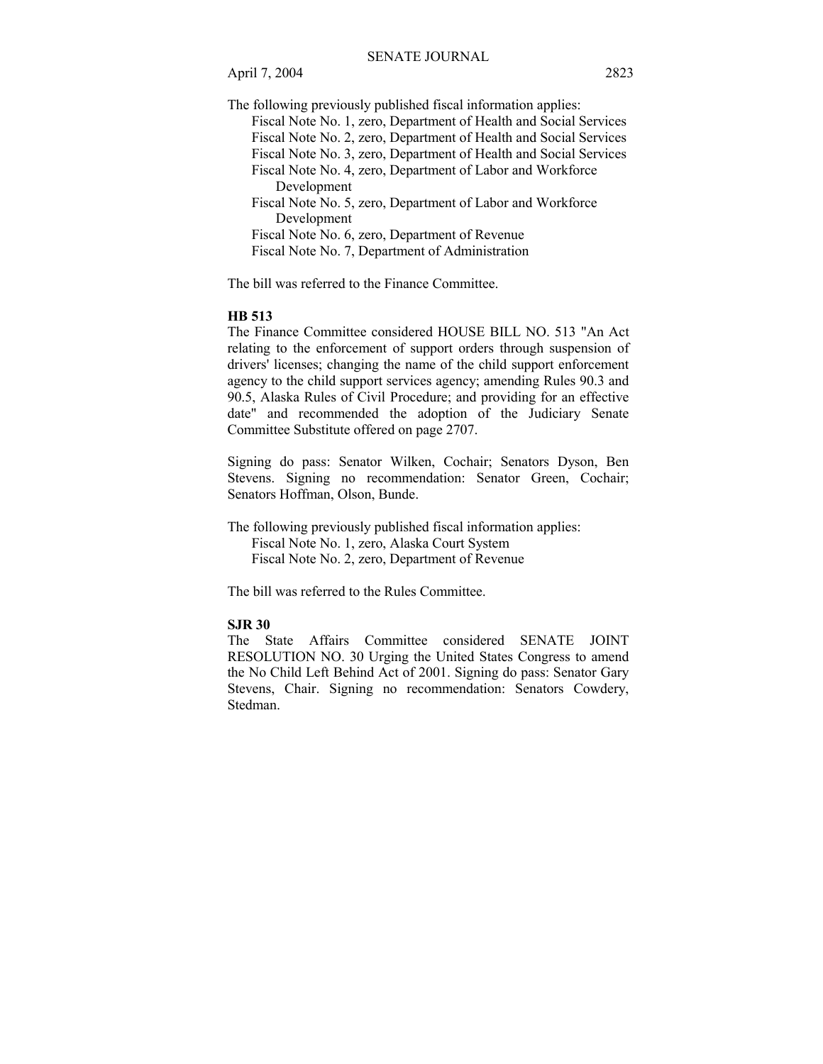The following previously published fiscal information applies:

- Fiscal Note No. 1, zero, Department of Health and Social Services
- Fiscal Note No. 2, zero, Department of Health and Social Services
- Fiscal Note No. 3, zero, Department of Health and Social Services
- Fiscal Note No. 4, zero, Department of Labor and Workforce Development
- Fiscal Note No. 5, zero, Department of Labor and Workforce Development
- Fiscal Note No. 6, zero, Department of Revenue
- Fiscal Note No. 7, Department of Administration

The bill was referred to the Finance Committee.

**HB 513**

The Finance Committee considered HOUSE BILL NO. 513 "An Act relating to the enforcement of support orders through suspension of drivers' licenses; changing the name of the child support enforcement agency to the child support services agency; amending Rules 90.3 and 90.5, Alaska Rules of Civil Procedure; and providing for an effective date" and recommended the adoption of the Judiciary Senate Committee Substitute offered on page 2707.

Signing do pass: Senator Wilken, Cochair; Senators Dyson, Ben Stevens. Signing no recommendation: Senator Green, Cochair; Senators Hoffman, Olson, Bunde.

The following previously published fiscal information applies:

- Fiscal Note No. 1, zero, Alaska Court System
- Fiscal Note No. 2, zero, Department of Revenue

The bill was referred to the Rules Committee.

**SJR 30**

The State Affairs Committee considered SENATE JOINT RESOLUTION NO. 30 Urging the United States Congress to amend the No Child Left Behind Act of 2001. Signing do pass: Senator Gary Stevens, Chair. Signing no recommendation: Senators Cowdery, Stedman.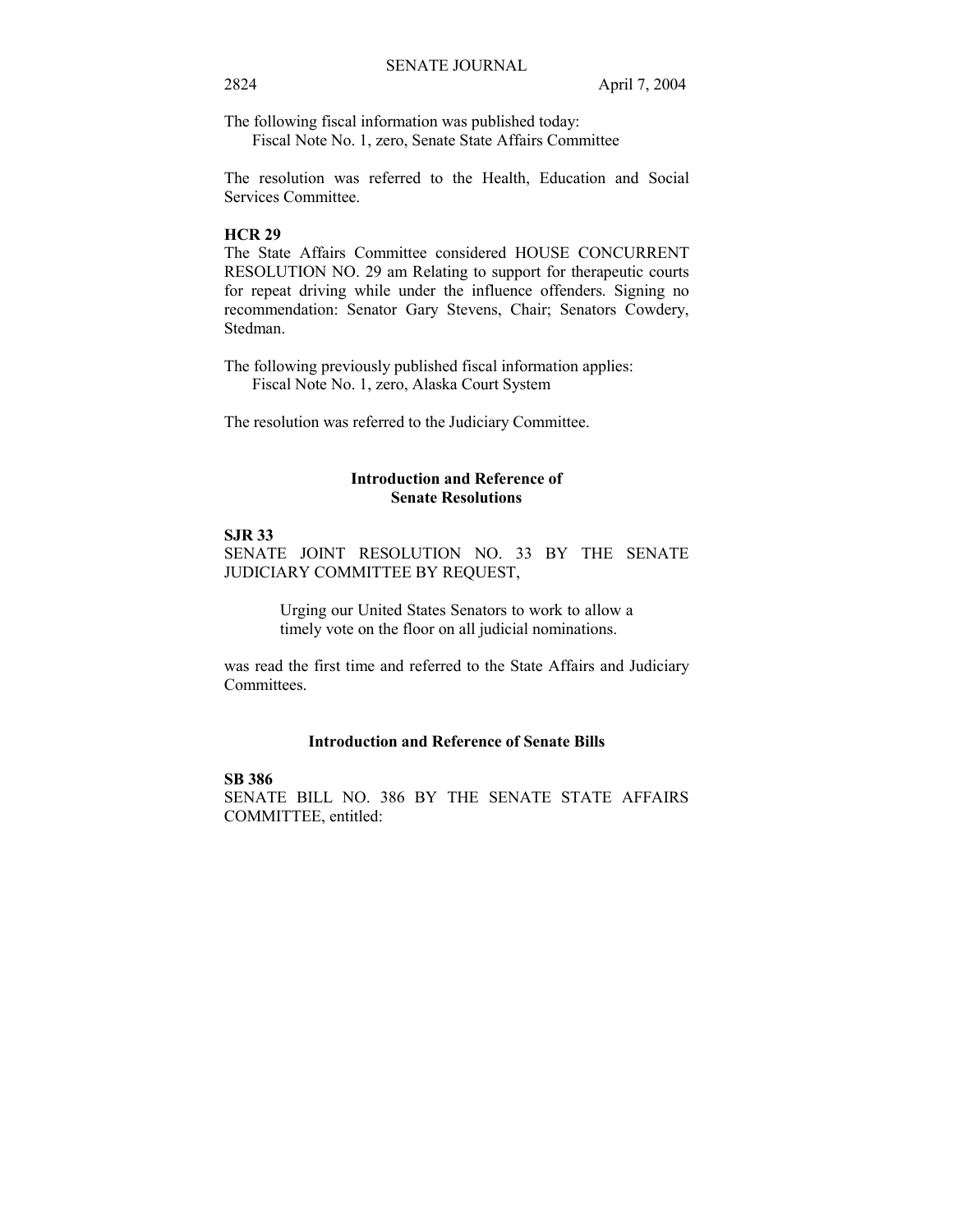The following fiscal information was published today:
  Fiscal Note No. 1, zero, Senate State Affairs Committee

The resolution was referred to the Health, Education and Social Services Committee.

**HCR 29**
The State Affairs Committee considered HOUSE CONCURRENT RESOLUTION NO. 29 am Relating to support for therapeutic courts for repeat driving while under the influence offenders. Signing no recommendation: Senator Gary Stevens, Chair; Senators Cowdery, Stedman.

The following previously published fiscal information applies:
  Fiscal Note No. 1, zero, Alaska Court System

The resolution was referred to the Judiciary Committee.

## Introduction and Reference of Senate Resolutions

**SJR 33**
SENATE JOINT RESOLUTION NO. 33 BY THE SENATE JUDICIARY COMMITTEE BY REQUEST,

> Urging our United States Senators to work to allow a timely vote on the floor on all judicial nominations.

was read the first time and referred to the State Affairs and Judiciary Committees.

## Introduction and Reference of Senate Bills

**SB 386**
SENATE BILL NO. 386 BY THE SENATE STATE AFFAIRS COMMITTEE, entitled: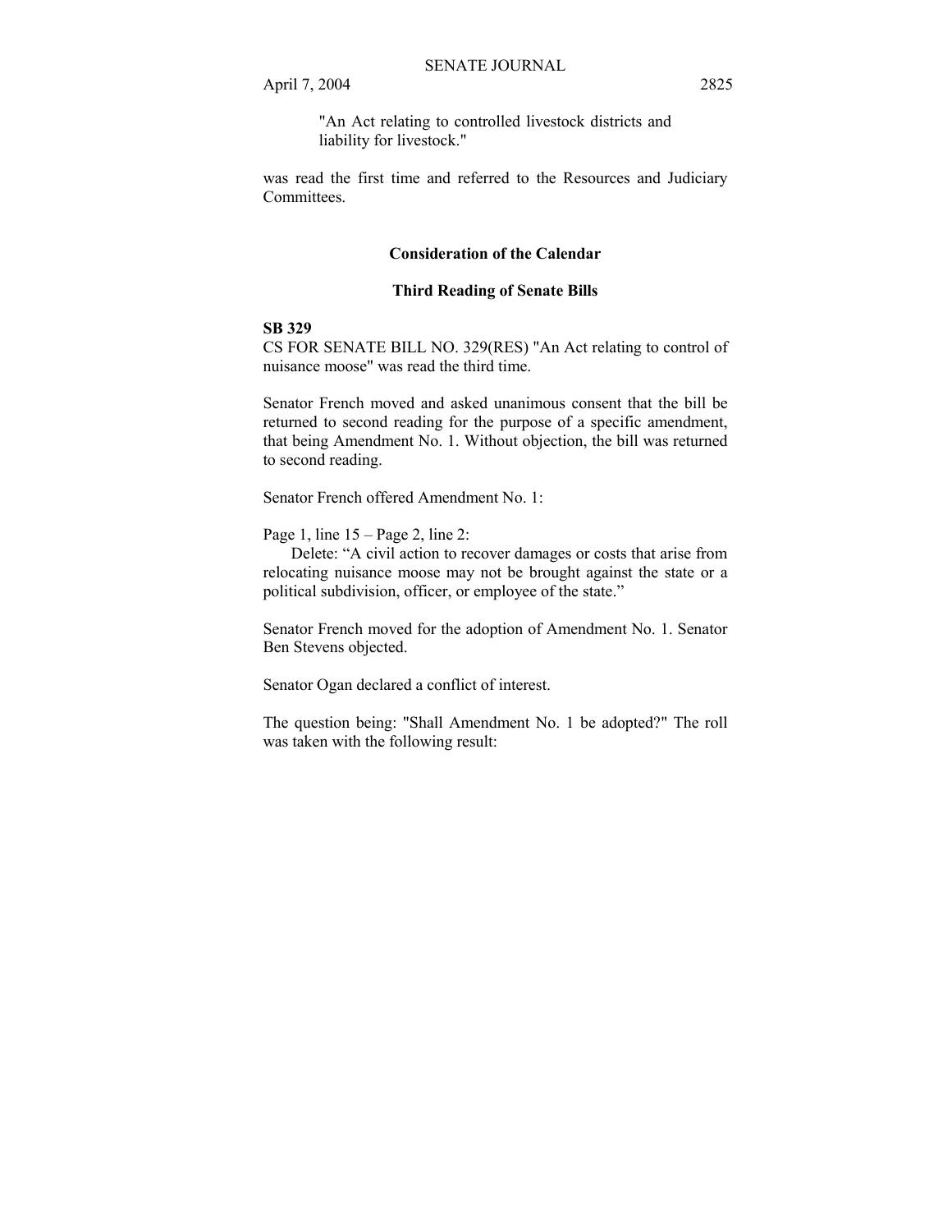"An Act relating to controlled livestock districts and liability for livestock."

was read the first time and referred to the Resources and Judiciary Committees.

## Consideration of the Calendar

### Third Reading of Senate Bills

**SB 329**

CS FOR SENATE BILL NO. 329(RES) "An Act relating to control of nuisance moose" was read the third time.

Senator French moved and asked unanimous consent that the bill be returned to second reading for the purpose of a specific amendment, that being Amendment No. 1. Without objection, the bill was returned to second reading.

Senator French offered Amendment No. 1:

Page 1, line 15 – Page 2, line 2:
Delete: "A civil action to recover damages or costs that arise from relocating nuisance moose may not be brought against the state or a political subdivision, officer, or employee of the state."

Senator French moved for the adoption of Amendment No. 1. Senator Ben Stevens objected.

Senator Ogan declared a conflict of interest.

The question being: "Shall Amendment No. 1 be adopted?" The roll was taken with the following result: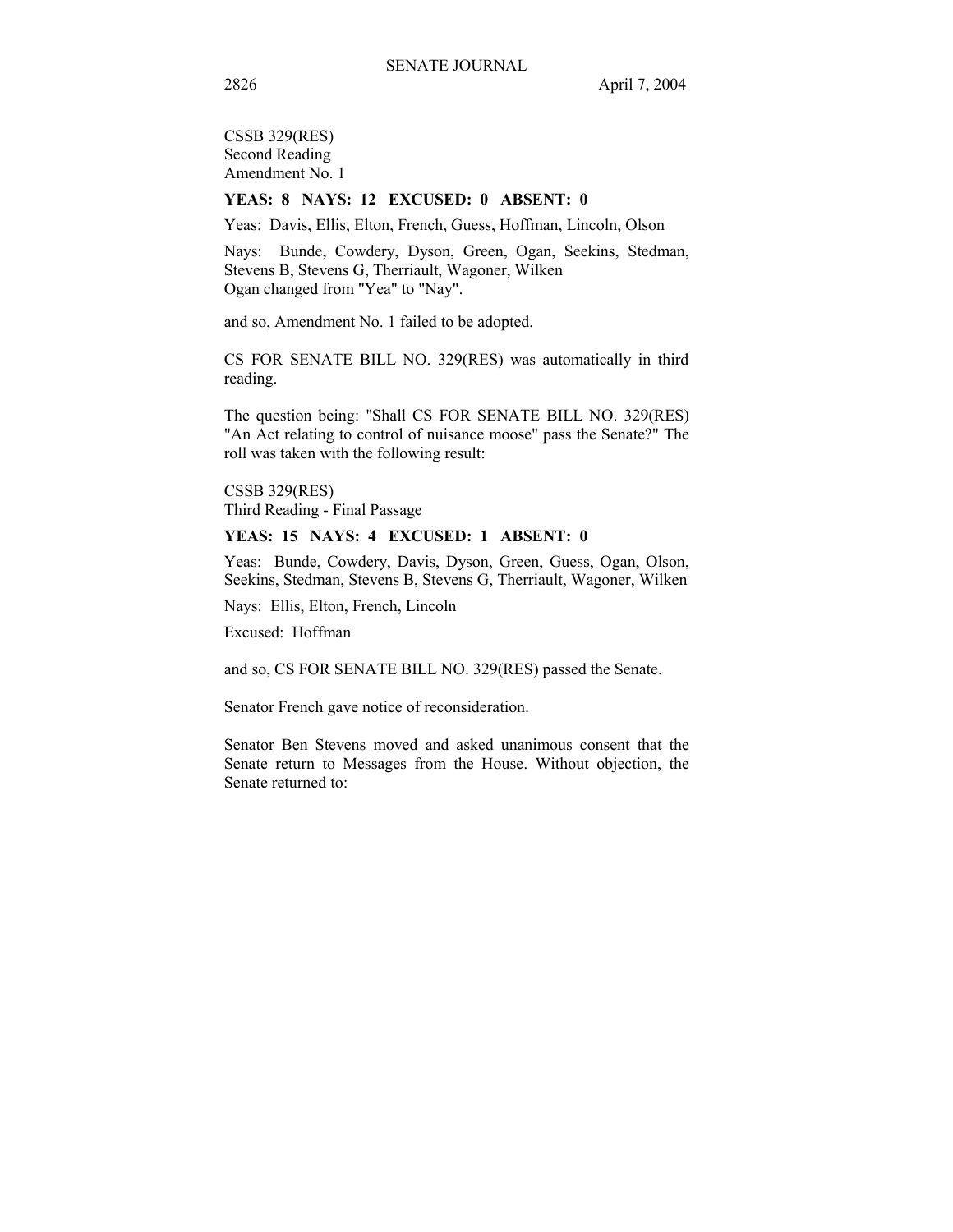CSSB 329(RES)
Second Reading
Amendment No. 1

**YEAS: 8 NAYS: 12 EXCUSED: 0 ABSENT: 0**

Yeas: Davis, Ellis, Elton, French, Guess, Hoffman, Lincoln, Olson

Nays: Bunde, Cowdery, Dyson, Green, Ogan, Seekins, Stedman, Stevens B, Stevens G, Therriault, Wagoner, Wilken
Ogan changed from "Yea" to "Nay".

and so, Amendment No. 1 failed to be adopted.

CS FOR SENATE BILL NO. 329(RES) was automatically in third reading.

The question being: "Shall CS FOR SENATE BILL NO. 329(RES) "An Act relating to control of nuisance moose" pass the Senate?" The roll was taken with the following result:

CSSB 329(RES)
Third Reading - Final Passage

**YEAS: 15 NAYS: 4 EXCUSED: 1 ABSENT: 0**

Yeas: Bunde, Cowdery, Davis, Dyson, Green, Guess, Ogan, Olson, Seekins, Stedman, Stevens B, Stevens G, Therriault, Wagoner, Wilken

Nays: Ellis, Elton, French, Lincoln

Excused: Hoffman

and so, CS FOR SENATE BILL NO. 329(RES) passed the Senate.

Senator French gave notice of reconsideration.

Senator Ben Stevens moved and asked unanimous consent that the Senate return to Messages from the House. Without objection, the Senate returned to: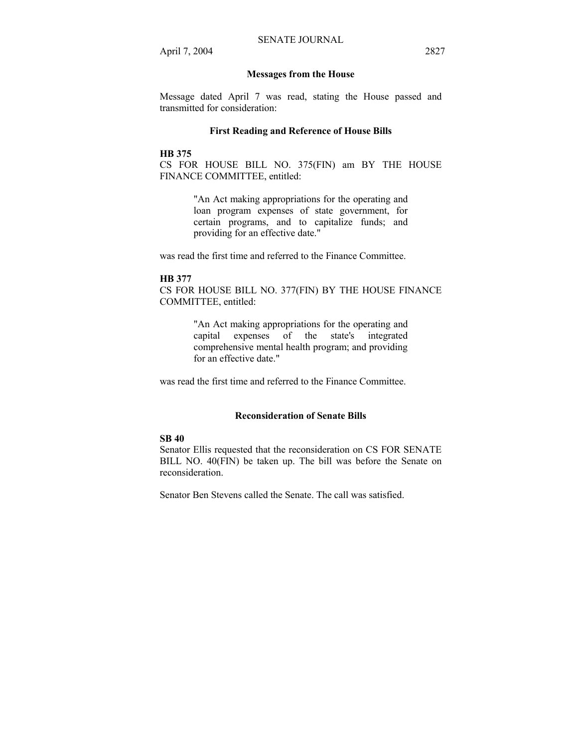## Messages from the House

Message dated April 7 was read, stating the House passed and transmitted for consideration:

### First Reading and Reference of House Bills

**HB 375**
CS FOR HOUSE BILL NO. 375(FIN) am BY THE HOUSE FINANCE COMMITTEE, entitled:

> "An Act making appropriations for the operating and loan program expenses of state government, for certain programs, and to capitalize funds; and providing for an effective date."

was read the first time and referred to the Finance Committee.

**HB 377**
CS FOR HOUSE BILL NO. 377(FIN) BY THE HOUSE FINANCE COMMITTEE, entitled:

> "An Act making appropriations for the operating and capital expenses of the state's integrated comprehensive mental health program; and providing for an effective date."

was read the first time and referred to the Finance Committee.

## Reconsideration of Senate Bills

**SB 40**
Senator Ellis requested that the reconsideration on CS FOR SENATE BILL NO. 40(FIN) be taken up. The bill was before the Senate on reconsideration.

Senator Ben Stevens called the Senate. The call was satisfied.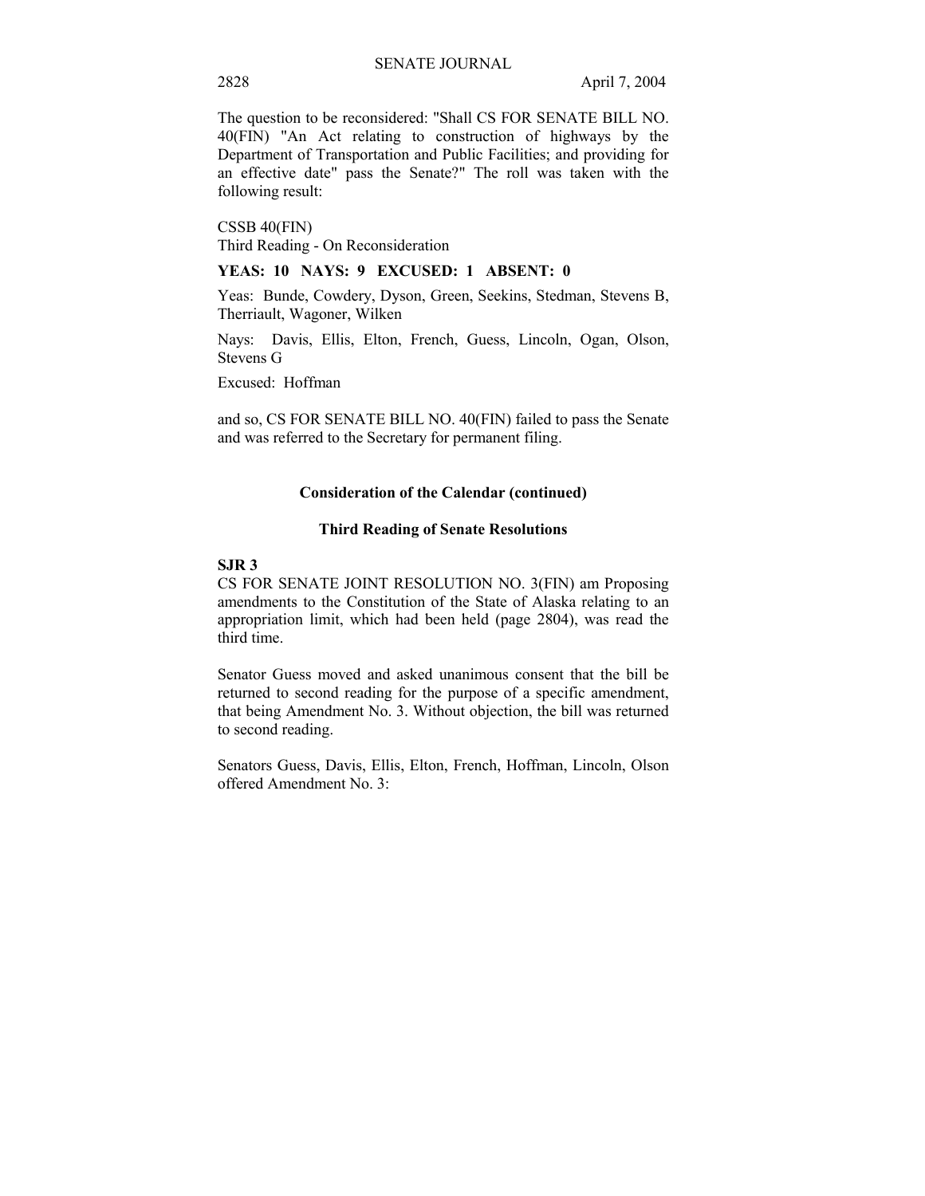The question to be reconsidered: "Shall CS FOR SENATE BILL NO. 40(FIN) "An Act relating to construction of highways by the Department of Transportation and Public Facilities; and providing for an effective date" pass the Senate?" The roll was taken with the following result:

CSSB 40(FIN)
Third Reading - On Reconsideration

**YEAS: 10 NAYS: 9 EXCUSED: 1 ABSENT: 0**

Yeas: Bunde, Cowdery, Dyson, Green, Seekins, Stedman, Stevens B, Therriault, Wagoner, Wilken

Nays: Davis, Ellis, Elton, French, Guess, Lincoln, Ogan, Olson, Stevens G

Excused: Hoffman

and so, CS FOR SENATE BILL NO. 40(FIN) failed to pass the Senate and was referred to the Secretary for permanent filing.

### Consideration of the Calendar (continued)

### Third Reading of Senate Resolutions

**SJR 3**

CS FOR SENATE JOINT RESOLUTION NO. 3(FIN) am Proposing amendments to the Constitution of the State of Alaska relating to an appropriation limit, which had been held (page 2804), was read the third time.

Senator Guess moved and asked unanimous consent that the bill be returned to second reading for the purpose of a specific amendment, that being Amendment No. 3. Without objection, the bill was returned to second reading.

Senators Guess, Davis, Ellis, Elton, French, Hoffman, Lincoln, Olson offered Amendment No. 3: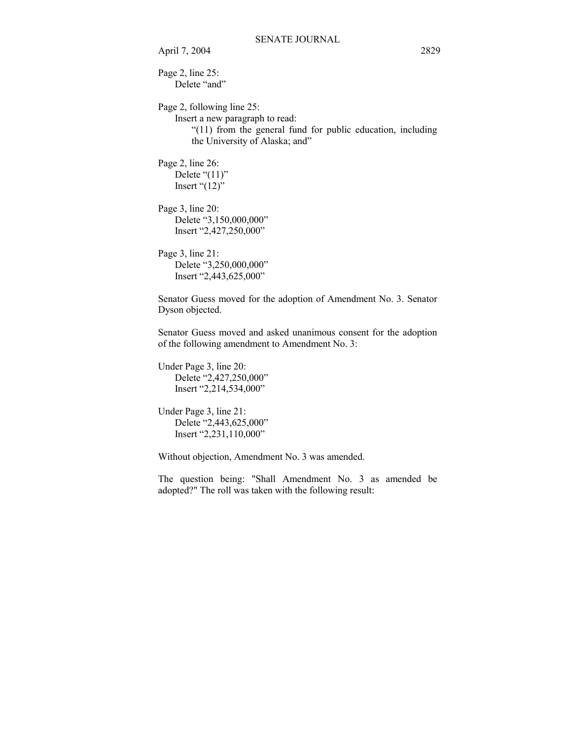Page 2, line 25:
  Delete "and"

Page 2, following line 25:
  Insert a new paragraph to read:
    "(11) from the general fund for public education, including the University of Alaska; and"

Page 2, line 26:
  Delete "(11)"
  Insert "(12)"

Page 3, line 20:
  Delete "3,150,000,000"
  Insert "2,427,250,000"

Page 3, line 21:
  Delete "3,250,000,000"
  Insert "2,443,625,000"

Senator Guess moved for the adoption of Amendment No. 3. Senator Dyson objected.

Senator Guess moved and asked unanimous consent for the adoption of the following amendment to Amendment No. 3:

Under Page 3, line 20:
  Delete "2,427,250,000"
  Insert "2,214,534,000"

Under Page 3, line 21:
  Delete "2,443,625,000"
  Insert "2,231,110,000"

Without objection, Amendment No. 3 was amended.

The question being: "Shall Amendment No. 3 as amended be adopted?" The roll was taken with the following result: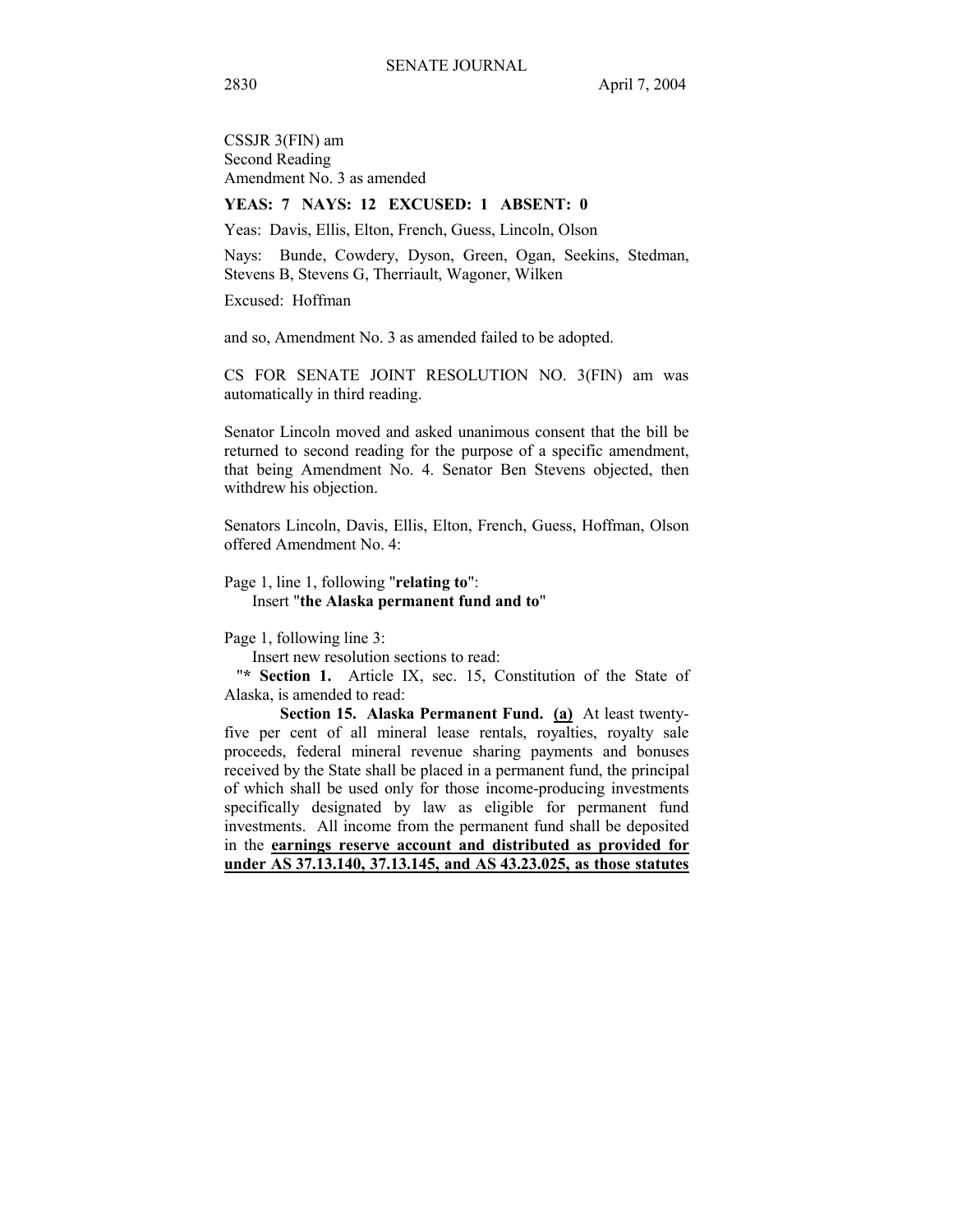CSSJR 3(FIN) am
Second Reading
Amendment No. 3 as amended

**YEAS: 7 NAYS: 12 EXCUSED: 1 ABSENT: 0**

Yeas: Davis, Ellis, Elton, French, Guess, Lincoln, Olson

Nays: Bunde, Cowdery, Dyson, Green, Ogan, Seekins, Stedman, Stevens B, Stevens G, Therriault, Wagoner, Wilken

Excused: Hoffman

and so, Amendment No. 3 as amended failed to be adopted.

CS FOR SENATE JOINT RESOLUTION NO. 3(FIN) am was automatically in third reading.

Senator Lincoln moved and asked unanimous consent that the bill be returned to second reading for the purpose of a specific amendment, that being Amendment No. 4. Senator Ben Stevens objected, then withdrew his objection.

Senators Lincoln, Davis, Ellis, Elton, French, Guess, Hoffman, Olson offered Amendment No. 4:

Page 1, line 1, following "**relating to**":
Insert "**the Alaska permanent fund and to**"

Page 1, following line 3:
Insert new resolution sections to read:
"**\* Section 1.** Article IX, sec. 15, Constitution of the State of Alaska, is amended to read:

**Section 15. Alaska Permanent Fund.** **(a)** At least twenty-five per cent of all mineral lease rentals, royalties, royalty sale proceeds, federal mineral revenue sharing payments and bonuses received by the State shall be placed in a permanent fund, the principal of which shall be used only for those income-producing investments specifically designated by law as eligible for permanent fund investments. All income from the permanent fund shall be deposited in the **earnings reserve account and distributed as provided for under AS 37.13.140, 37.13.145, and AS 43.23.025, as those statutes**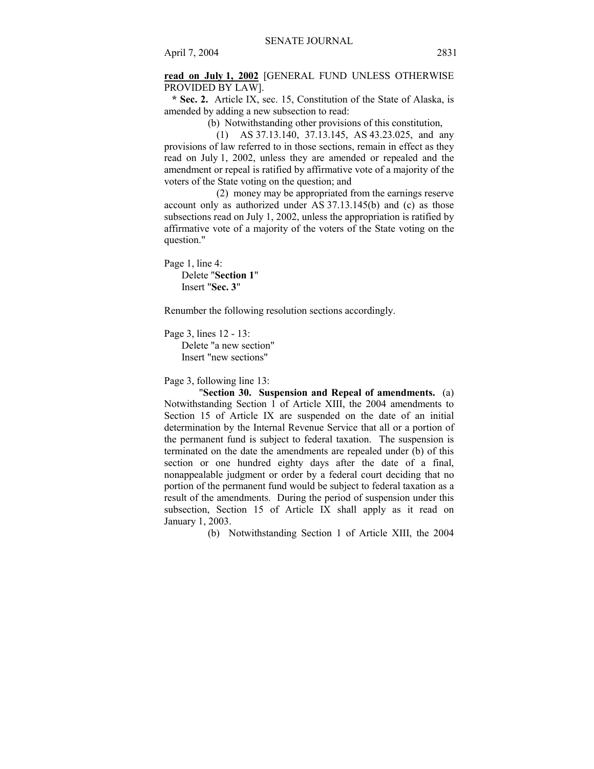**read on July 1, 2002** [GENERAL FUND UNLESS OTHERWISE PROVIDED BY LAW].

**\* Sec. 2.** Article IX, sec. 15, Constitution of the State of Alaska, is amended by adding a new subsection to read:

(b) Notwithstanding other provisions of this constitution,

(1) AS 37.13.140, 37.13.145, AS 43.23.025, and any provisions of law referred to in those sections, remain in effect as they read on July 1, 2002, unless they are amended or repealed and the amendment or repeal is ratified by affirmative vote of a majority of the voters of the State voting on the question; and

(2) money may be appropriated from the earnings reserve account only as authorized under AS 37.13.145(b) and (c) as those subsections read on July 1, 2002, unless the appropriation is ratified by affirmative vote of a majority of the voters of the State voting on the question."

Page 1, line 4:
Delete "**Section 1**"
Insert "**Sec. 3**"

Renumber the following resolution sections accordingly.

Page 3, lines 12 - 13:
Delete "a new section"
Insert "new sections"

Page 3, following line 13:

"**Section 30. Suspension and Repeal of amendments.** (a) Notwithstanding Section 1 of Article XIII, the 2004 amendments to Section 15 of Article IX are suspended on the date of an initial determination by the Internal Revenue Service that all or a portion of the permanent fund is subject to federal taxation. The suspension is terminated on the date the amendments are repealed under (b) of this section or one hundred eighty days after the date of a final, nonappealable judgment or order by a federal court deciding that no portion of the permanent fund would be subject to federal taxation as a result of the amendments. During the period of suspension under this subsection, Section 15 of Article IX shall apply as it read on January 1, 2003.

(b) Notwithstanding Section 1 of Article XIII, the 2004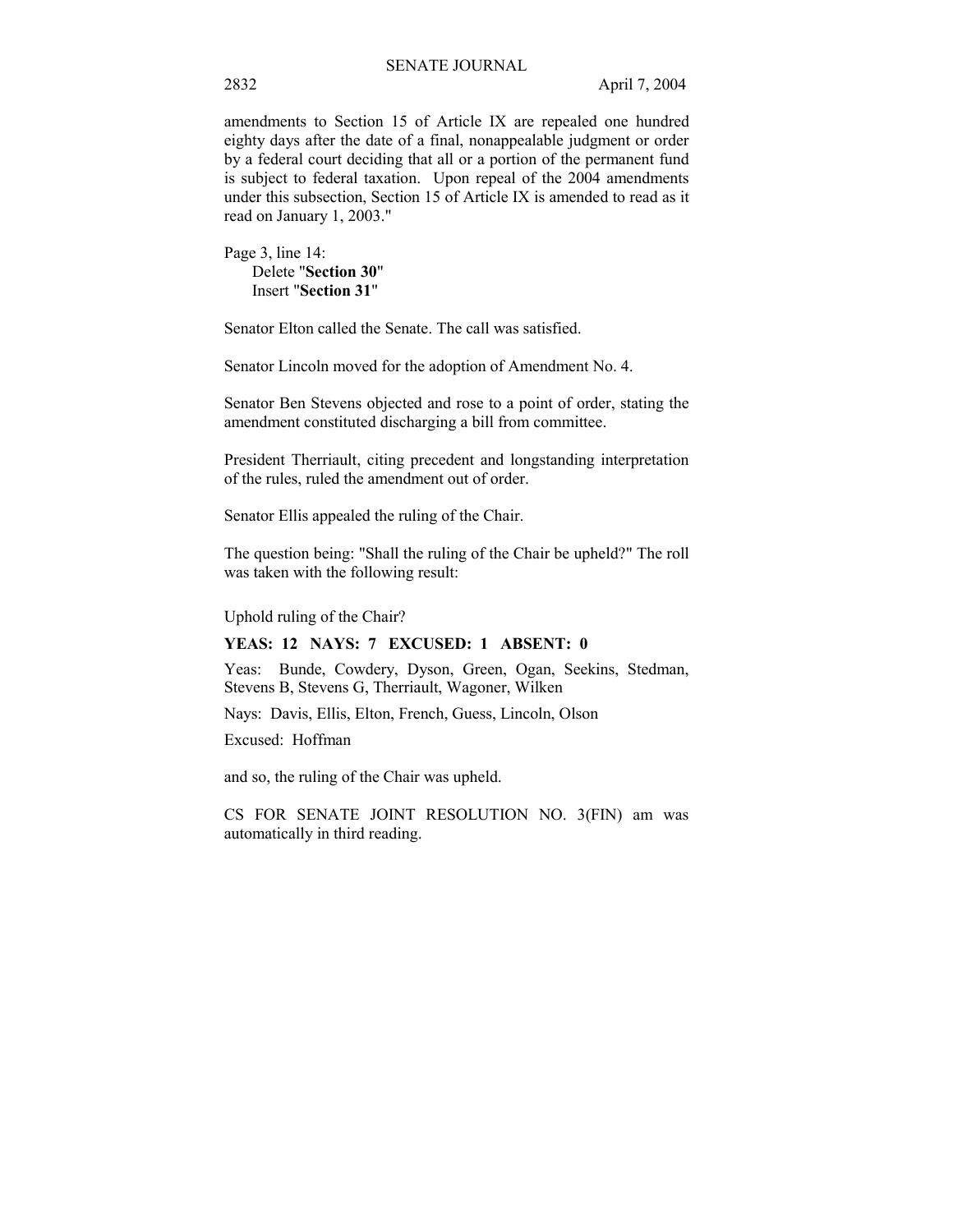amendments to Section 15 of Article IX are repealed one hundred eighty days after the date of a final, nonappealable judgment or order by a federal court deciding that all or a portion of the permanent fund is subject to federal taxation. Upon repeal of the 2004 amendments under this subsection, Section 15 of Article IX is amended to read as it read on January 1, 2003."

Page 3, line 14:
Delete "**Section 30**"
Insert "**Section 31**"

Senator Elton called the Senate. The call was satisfied.

Senator Lincoln moved for the adoption of Amendment No. 4.

Senator Ben Stevens objected and rose to a point of order, stating the amendment constituted discharging a bill from committee.

President Therriault, citing precedent and longstanding interpretation of the rules, ruled the amendment out of order.

Senator Ellis appealed the ruling of the Chair.

The question being: "Shall the ruling of the Chair be upheld?" The roll was taken with the following result:

Uphold ruling of the Chair?

**YEAS: 12 NAYS: 7 EXCUSED: 1 ABSENT: 0**

Yeas: Bunde, Cowdery, Dyson, Green, Ogan, Seekins, Stedman, Stevens B, Stevens G, Therriault, Wagoner, Wilken

Nays: Davis, Ellis, Elton, French, Guess, Lincoln, Olson

Excused: Hoffman

and so, the ruling of the Chair was upheld.

CS FOR SENATE JOINT RESOLUTION NO. 3(FIN) am was automatically in third reading.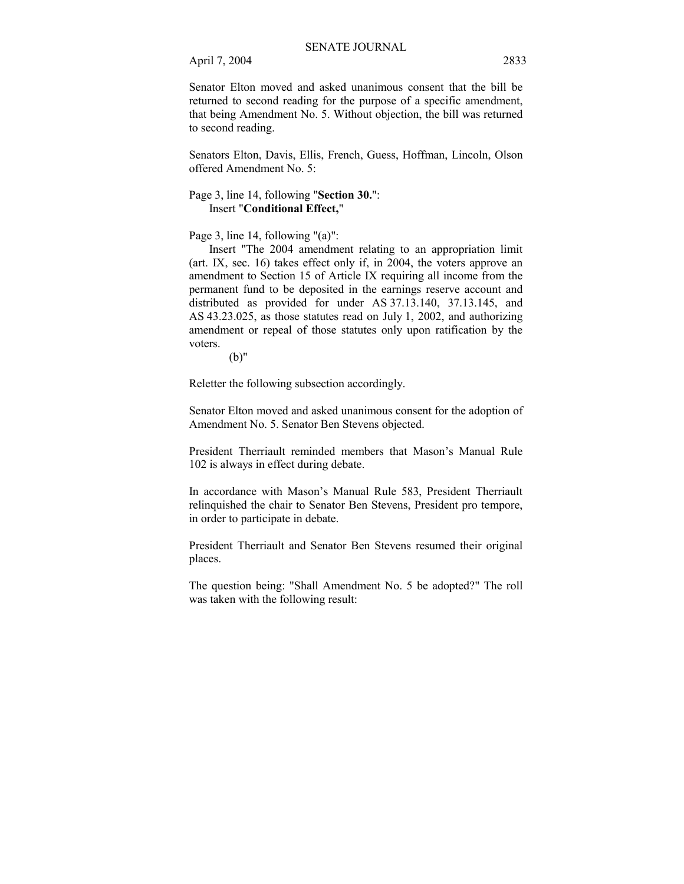Senator Elton moved and asked unanimous consent that the bill be returned to second reading for the purpose of a specific amendment, that being Amendment No. 5. Without objection, the bill was returned to second reading.

Senators Elton, Davis, Ellis, French, Guess, Hoffman, Lincoln, Olson offered Amendment No. 5:

Page 3, line 14, following "**Section 30.**":
Insert "**Conditional Effect,**"

Page 3, line 14, following "(a)":
Insert "The 2004 amendment relating to an appropriation limit (art. IX, sec. 16) takes effect only if, in 2004, the voters approve an amendment to Section 15 of Article IX requiring all income from the permanent fund to be deposited in the earnings reserve account and distributed as provided for under AS 37.13.140, 37.13.145, and AS 43.23.025, as those statutes read on July 1, 2002, and authorizing amendment or repeal of those statutes only upon ratification by the voters.
(b)"

Reletter the following subsection accordingly.

Senator Elton moved and asked unanimous consent for the adoption of Amendment No. 5. Senator Ben Stevens objected.

President Therriault reminded members that Mason's Manual Rule 102 is always in effect during debate.

In accordance with Mason's Manual Rule 583, President Therriault relinquished the chair to Senator Ben Stevens, President pro tempore, in order to participate in debate.

President Therriault and Senator Ben Stevens resumed their original places.

The question being: "Shall Amendment No. 5 be adopted?" The roll was taken with the following result: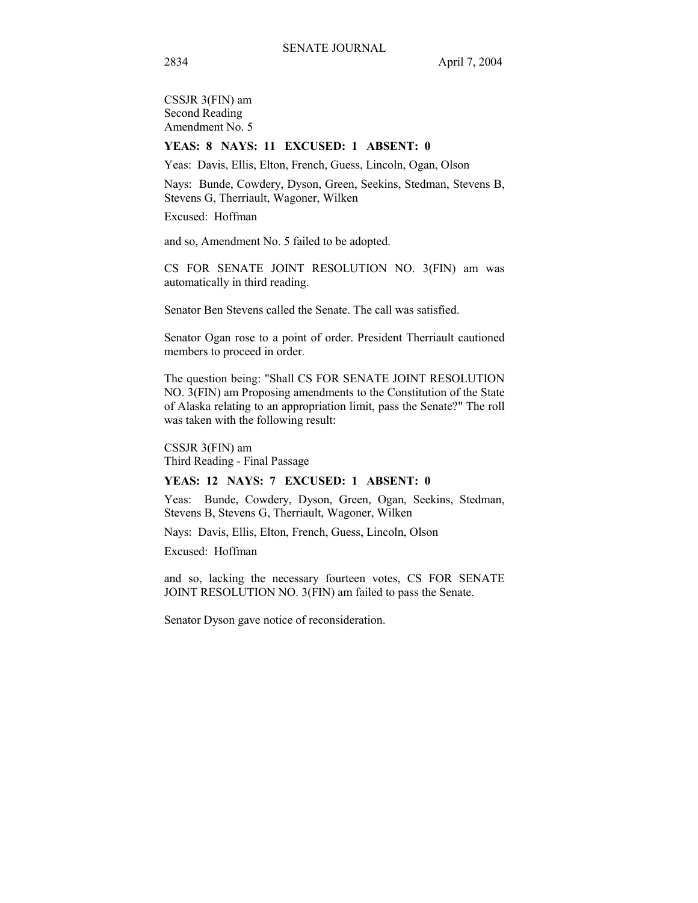CSSJR 3(FIN) am
Second Reading
Amendment No. 5

**YEAS: 8 NAYS: 11 EXCUSED: 1 ABSENT: 0**

Yeas: Davis, Ellis, Elton, French, Guess, Lincoln, Ogan, Olson

Nays: Bunde, Cowdery, Dyson, Green, Seekins, Stedman, Stevens B, Stevens G, Therriault, Wagoner, Wilken

Excused: Hoffman

and so, Amendment No. 5 failed to be adopted.

CS FOR SENATE JOINT RESOLUTION NO. 3(FIN) am was automatically in third reading.

Senator Ben Stevens called the Senate. The call was satisfied.

Senator Ogan rose to a point of order. President Therriault cautioned members to proceed in order.

The question being: "Shall CS FOR SENATE JOINT RESOLUTION NO. 3(FIN) am Proposing amendments to the Constitution of the State of Alaska relating to an appropriation limit, pass the Senate?" The roll was taken with the following result:

CSSJR 3(FIN) am
Third Reading - Final Passage

**YEAS: 12 NAYS: 7 EXCUSED: 1 ABSENT: 0**

Yeas: Bunde, Cowdery, Dyson, Green, Ogan, Seekins, Stedman, Stevens B, Stevens G, Therriault, Wagoner, Wilken

Nays: Davis, Ellis, Elton, French, Guess, Lincoln, Olson

Excused: Hoffman

and so, lacking the necessary fourteen votes, CS FOR SENATE JOINT RESOLUTION NO. 3(FIN) am failed to pass the Senate.

Senator Dyson gave notice of reconsideration.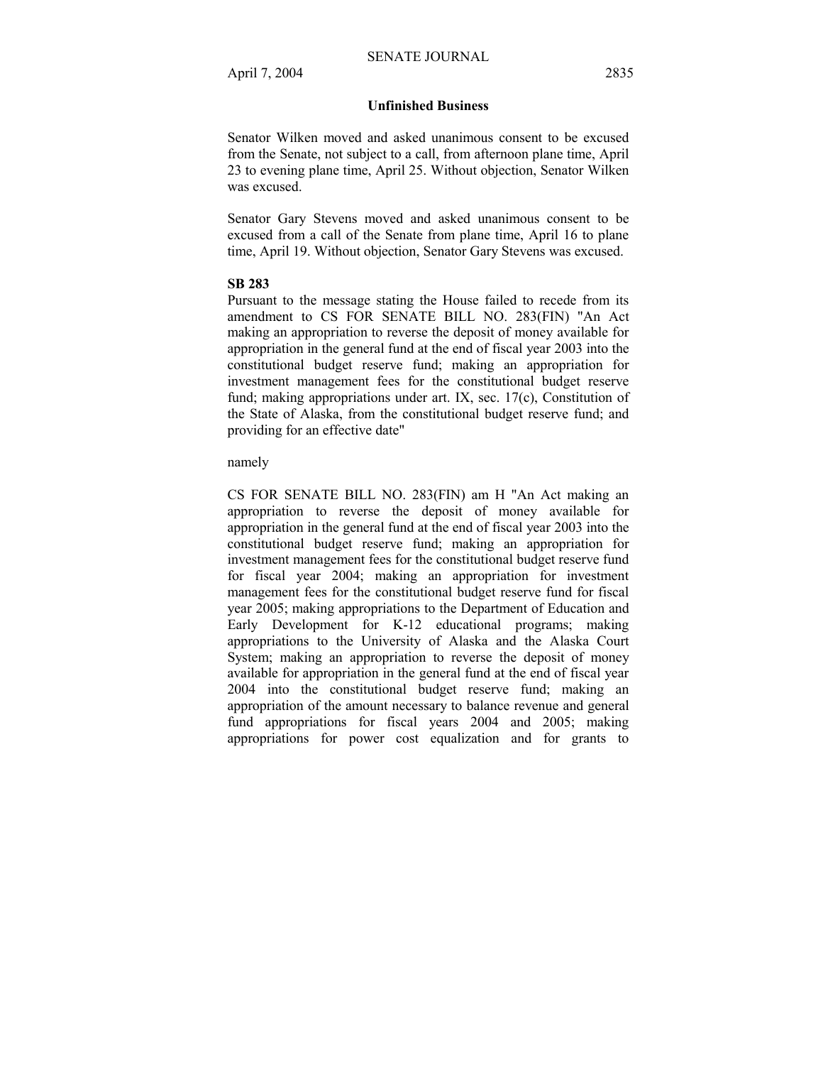## Unfinished Business

Senator Wilken moved and asked unanimous consent to be excused from the Senate, not subject to a call, from afternoon plane time, April 23 to evening plane time, April 25. Without objection, Senator Wilken was excused.

Senator Gary Stevens moved and asked unanimous consent to be excused from a call of the Senate from plane time, April 16 to plane time, April 19. Without objection, Senator Gary Stevens was excused.

**SB 283**

Pursuant to the message stating the House failed to recede from its amendment to CS FOR SENATE BILL NO. 283(FIN) "An Act making an appropriation to reverse the deposit of money available for appropriation in the general fund at the end of fiscal year 2003 into the constitutional budget reserve fund; making an appropriation for investment management fees for the constitutional budget reserve fund; making appropriations under art. IX, sec. 17(c), Constitution of the State of Alaska, from the constitutional budget reserve fund; and providing for an effective date"

namely

CS FOR SENATE BILL NO. 283(FIN) am H "An Act making an appropriation to reverse the deposit of money available for appropriation in the general fund at the end of fiscal year 2003 into the constitutional budget reserve fund; making an appropriation for investment management fees for the constitutional budget reserve fund for fiscal year 2004; making an appropriation for investment management fees for the constitutional budget reserve fund for fiscal year 2005; making appropriations to the Department of Education and Early Development for K-12 educational programs; making appropriations to the University of Alaska and the Alaska Court System; making an appropriation to reverse the deposit of money available for appropriation in the general fund at the end of fiscal year 2004 into the constitutional budget reserve fund; making an appropriation of the amount necessary to balance revenue and general fund appropriations for fiscal years 2004 and 2005; making appropriations for power cost equalization and for grants to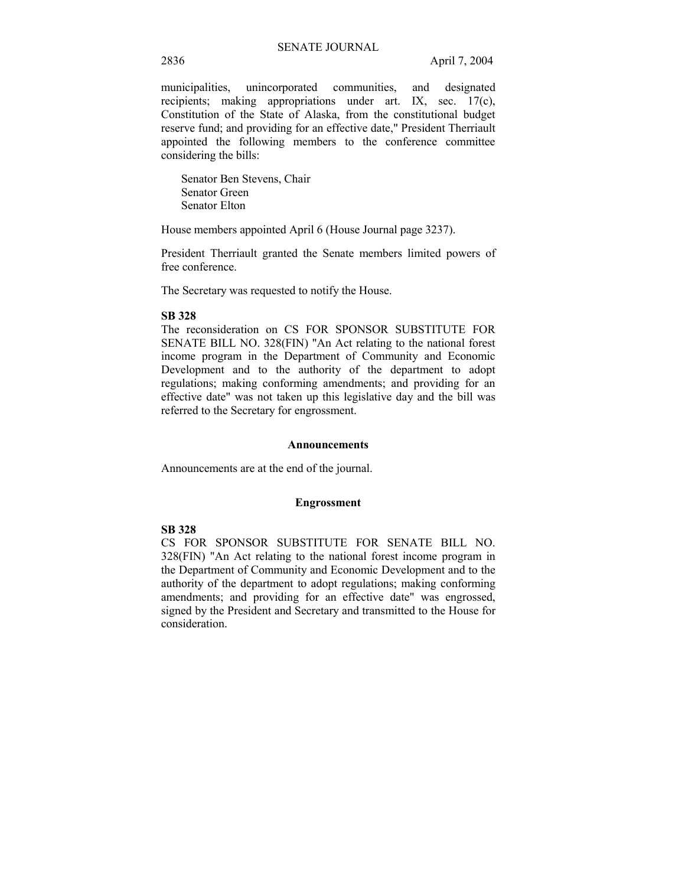municipalities, unincorporated communities, and designated recipients; making appropriations under art. IX, sec. 17(c), Constitution of the State of Alaska, from the constitutional budget reserve fund; and providing for an effective date," President Therriault appointed the following members to the conference committee considering the bills:

Senator Ben Stevens, Chair
Senator Green
Senator Elton

House members appointed April 6 (House Journal page 3237).

President Therriault granted the Senate members limited powers of free conference.

The Secretary was requested to notify the House.

**SB 328**
The reconsideration on CS FOR SPONSOR SUBSTITUTE FOR SENATE BILL NO. 328(FIN) "An Act relating to the national forest income program in the Department of Community and Economic Development and to the authority of the department to adopt regulations; making conforming amendments; and providing for an effective date" was not taken up this legislative day and the bill was referred to the Secretary for engrossment.

## Announcements

Announcements are at the end of the journal.

## Engrossment

**SB 328**
CS FOR SPONSOR SUBSTITUTE FOR SENATE BILL NO. 328(FIN) "An Act relating to the national forest income program in the Department of Community and Economic Development and to the authority of the department to adopt regulations; making conforming amendments; and providing for an effective date" was engrossed, signed by the President and Secretary and transmitted to the House for consideration.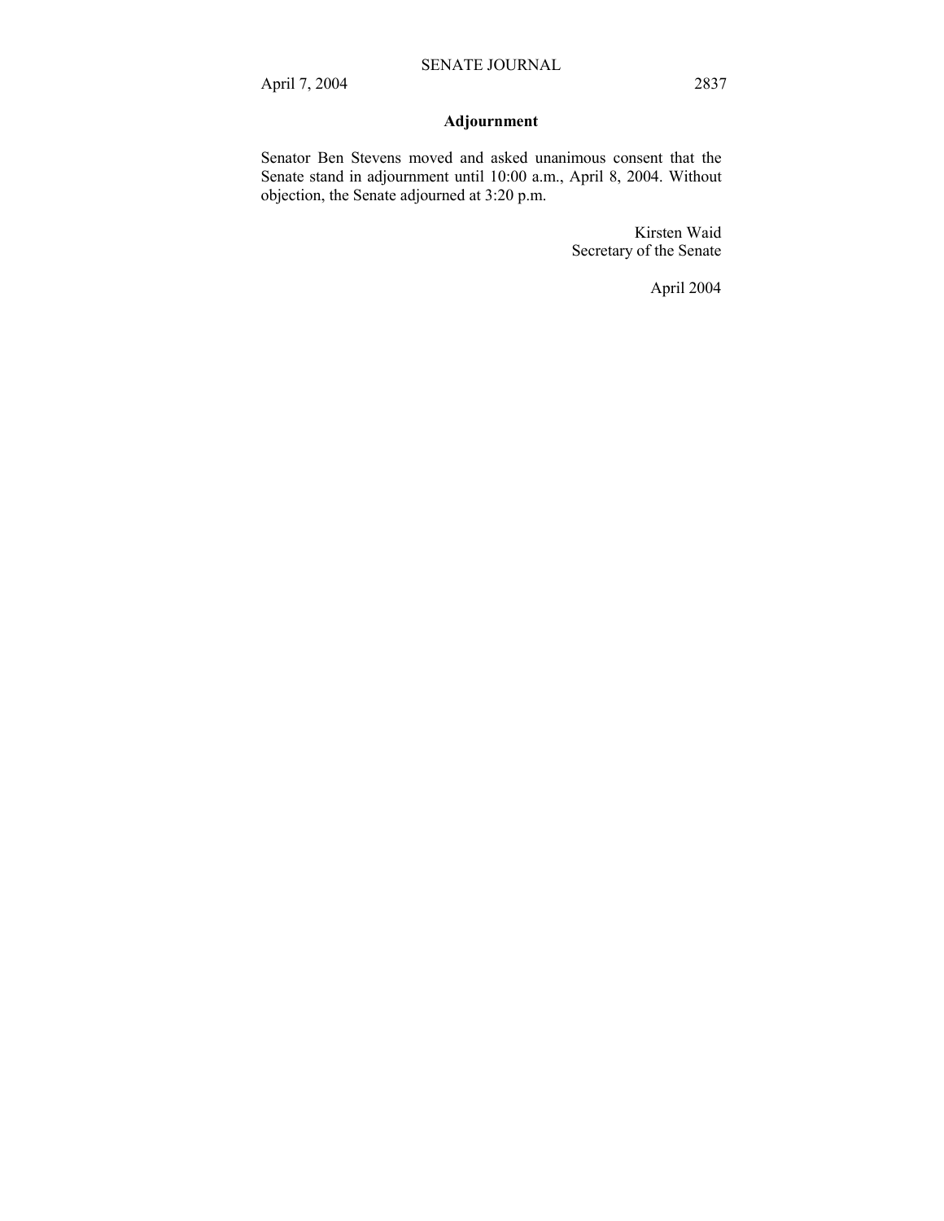## Adjournment

Senator Ben Stevens moved and asked unanimous consent that the Senate stand in adjournment until 10:00 a.m., April 8, 2004. Without objection, the Senate adjourned at 3:20 p.m.

Kirsten Waid
Secretary of the Senate

April 2004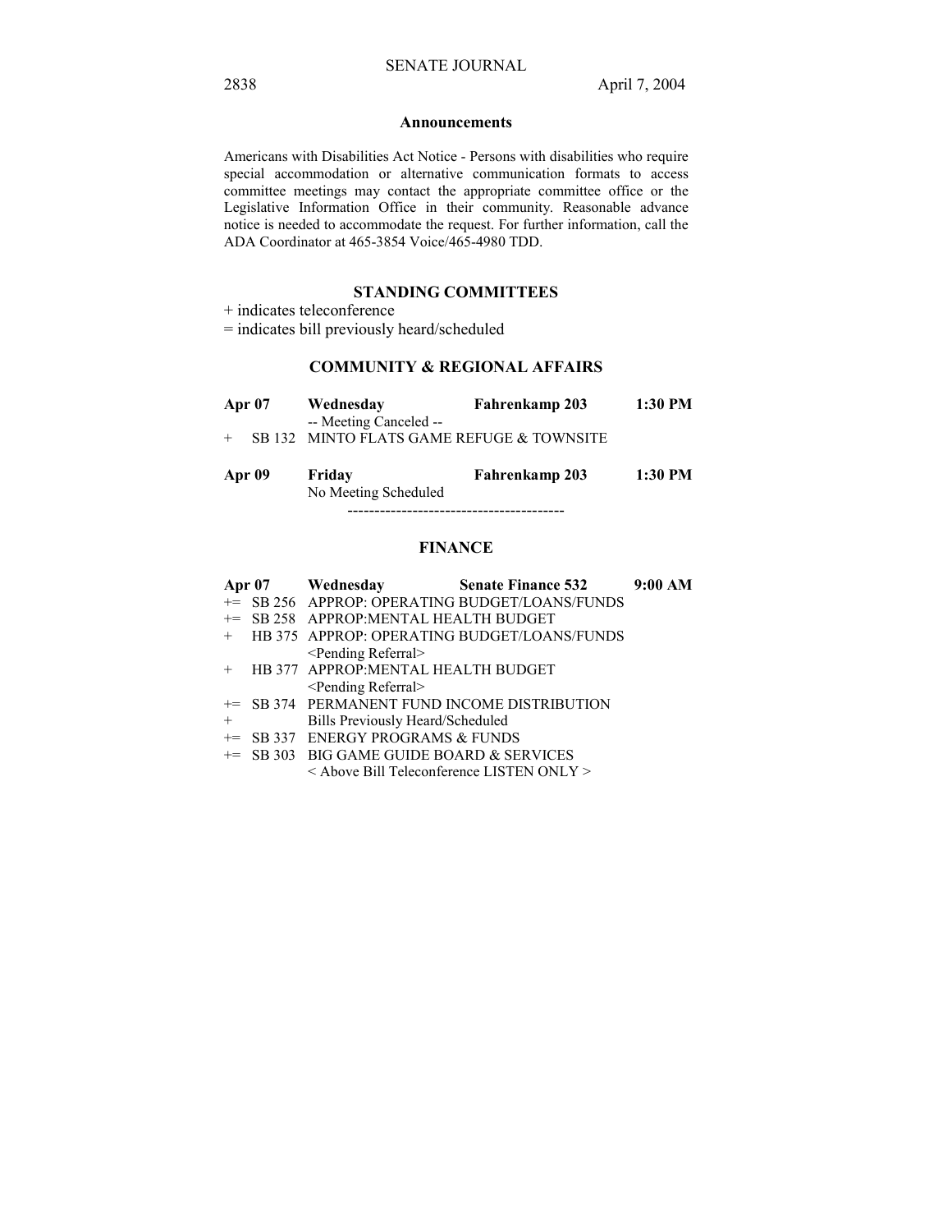## Announcements

Americans with Disabilities Act Notice - Persons with disabilities who require special accommodation or alternative communication formats to access committee meetings may contact the appropriate committee office or the Legislative Information Office in their community. Reasonable advance notice is needed to accommodate the request. For further information, call the ADA Coordinator at 465-3854 Voice/465-4980 TDD.

## STANDING COMMITTEES

+ indicates teleconference

= indicates bill previously heard/scheduled

### COMMUNITY & REGIONAL AFFAIRS

**Apr 07** **Wednesday** **Fahrenkamp 203** **1:30 PM**

-- Meeting Canceled --

\+ SB 132 MINTO FLATS GAME REFUGE & TOWNSITE

**Apr 09** **Friday** **Fahrenkamp 203** **1:30 PM**

No Meeting Scheduled

----------------------------------------

### FINANCE

**Apr 07** **Wednesday** **Senate Finance 532** **9:00 AM**

+= SB 256 APPROP: OPERATING BUDGET/LOANS/FUNDS

+= SB 258 APPROP:MENTAL HEALTH BUDGET

\+ HB 375 APPROP: OPERATING BUDGET/LOANS/FUNDS
<Pending Referral>

\+ HB 377 APPROP:MENTAL HEALTH BUDGET
<Pending Referral>

+= SB 374 PERMANENT FUND INCOME DISTRIBUTION

\+ Bills Previously Heard/Scheduled

+= SB 337 ENERGY PROGRAMS & FUNDS

+= SB 303 BIG GAME GUIDE BOARD & SERVICES
< Above Bill Teleconference LISTEN ONLY >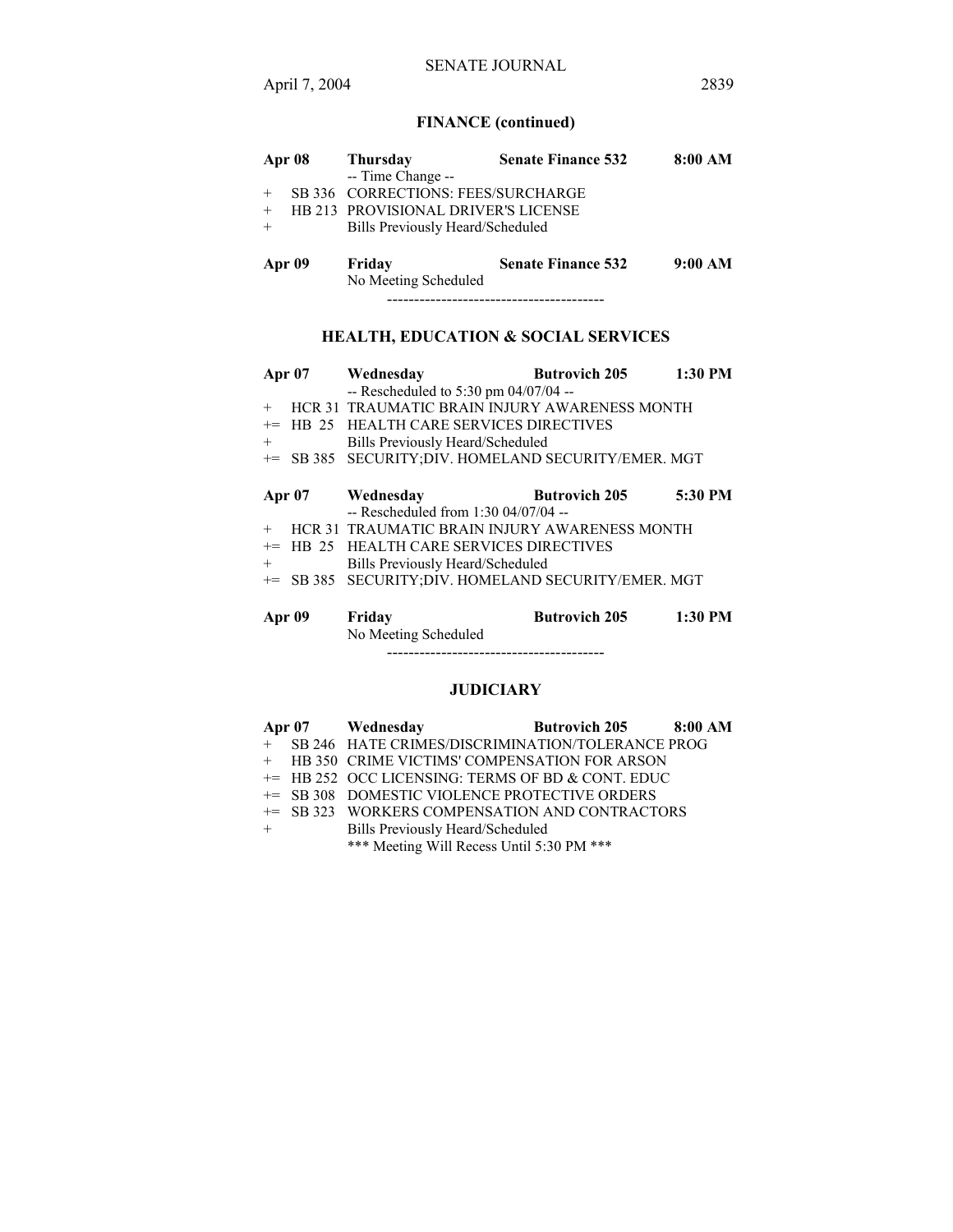## FINANCE (continued)

**Apr 08** **Thursday** **Senate Finance 532** **8:00 AM**
-- Time Change --
+ SB 336 CORRECTIONS: FEES/SURCHARGE
+ HB 213 PROVISIONAL DRIVER'S LICENSE
+ Bills Previously Heard/Scheduled

**Apr 09** **Friday** **Senate Finance 532** **9:00 AM**
No Meeting Scheduled

----------------------------------------

## HEALTH, EDUCATION & SOCIAL SERVICES

**Apr 07** **Wednesday** **Butrovich 205** **1:30 PM**
-- Rescheduled to 5:30 pm 04/07/04 --
+ HCR 31 TRAUMATIC BRAIN INJURY AWARENESS MONTH
+= HB 25 HEALTH CARE SERVICES DIRECTIVES
+ Bills Previously Heard/Scheduled
+= SB 385 SECURITY;DIV. HOMELAND SECURITY/EMER. MGT

**Apr 07** **Wednesday** **Butrovich 205** **5:30 PM**
-- Rescheduled from 1:30 04/07/04 --
+ HCR 31 TRAUMATIC BRAIN INJURY AWARENESS MONTH
+= HB 25 HEALTH CARE SERVICES DIRECTIVES
+ Bills Previously Heard/Scheduled
+= SB 385 SECURITY;DIV. HOMELAND SECURITY/EMER. MGT

**Apr 09** **Friday** **Butrovich 205** **1:30 PM**
No Meeting Scheduled

----------------------------------------

## JUDICIARY

**Apr 07** **Wednesday** **Butrovich 205** **8:00 AM**
+ SB 246 HATE CRIMES/DISCRIMINATION/TOLERANCE PROG
+ HB 350 CRIME VICTIMS' COMPENSATION FOR ARSON
+= HB 252 OCC LICENSING: TERMS OF BD & CONT. EDUC
+= SB 308 DOMESTIC VIOLENCE PROTECTIVE ORDERS
+= SB 323 WORKERS COMPENSATION AND CONTRACTORS
+ Bills Previously Heard/Scheduled
*** Meeting Will Recess Until 5:30 PM ***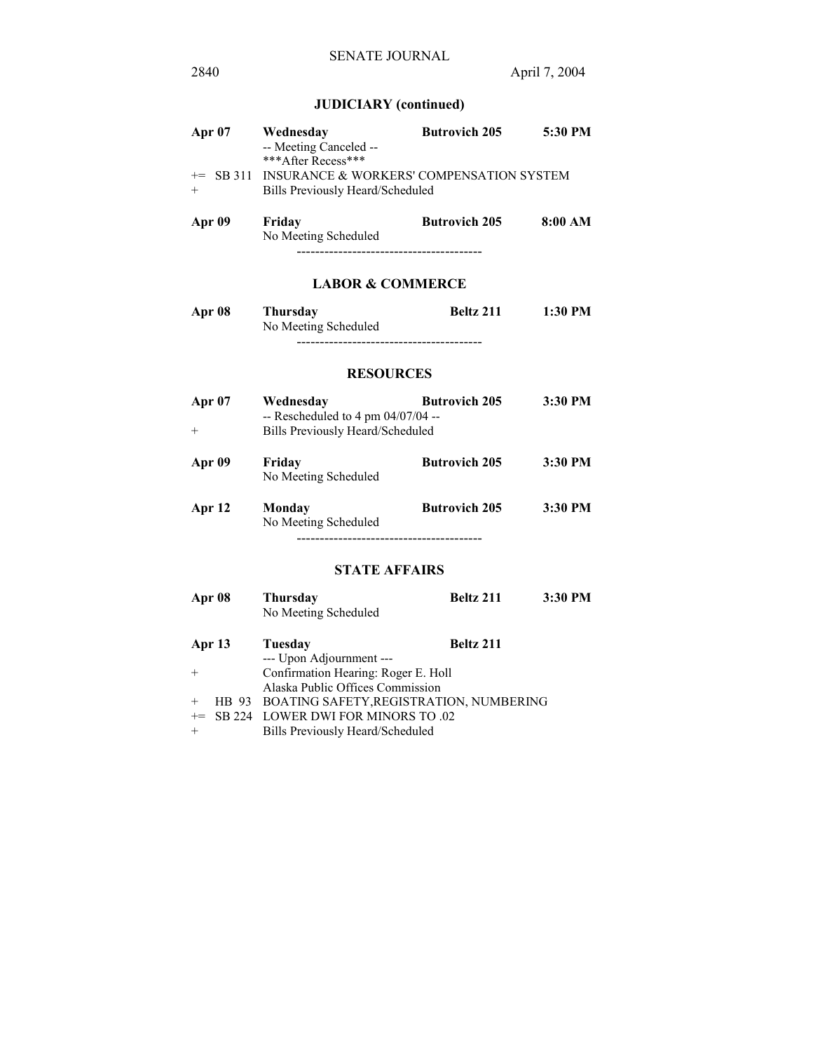## JUDICIARY (continued)

**Apr 07** **Wednesday** **Butrovich 205** **5:30 PM**
-- Meeting Canceled --
\*\*\*After Recess\*\*\*

+= SB 311 INSURANCE & WORKERS' COMPENSATION SYSTEM

\+ Bills Previously Heard/Scheduled

**Apr 09** **Friday** **Butrovich 205** **8:00 AM**
No Meeting Scheduled

----------------------------------------

## LABOR & COMMERCE

**Apr 08** **Thursday** **Beltz 211** **1:30 PM**
No Meeting Scheduled

----------------------------------------

## RESOURCES

**Apr 07** **Wednesday** **Butrovich 205** **3:30 PM**
-- Rescheduled to 4 pm 04/07/04 --

\+ Bills Previously Heard/Scheduled

**Apr 09** **Friday** **Butrovich 205** **3:30 PM**
No Meeting Scheduled

**Apr 12** **Monday** **Butrovich 205** **3:30 PM**
No Meeting Scheduled

----------------------------------------

## STATE AFFAIRS

**Apr 08** **Thursday** **Beltz 211** **3:30 PM**
No Meeting Scheduled

**Apr 13** **Tuesday** **Beltz 211**
--- Upon Adjournment ---

\+ Confirmation Hearing: Roger E. Holl
Alaska Public Offices Commission

\+ HB 93 BOATING SAFETY,REGISTRATION, NUMBERING

+= SB 224 LOWER DWI FOR MINORS TO .02

\+ Bills Previously Heard/Scheduled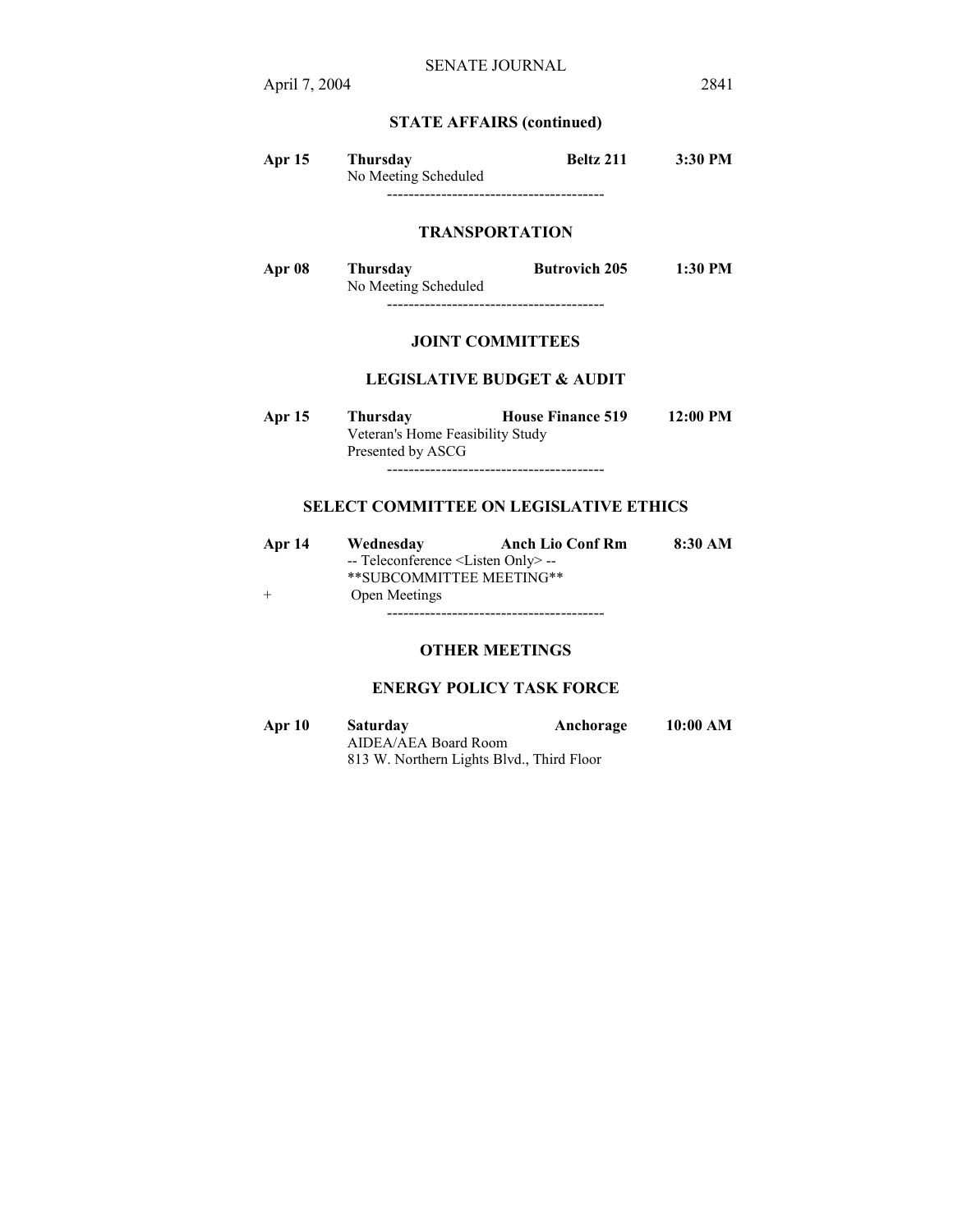### STATE AFFAIRS (continued)

| | | | |
|---|---|---|---|
| **Apr 15** | **Thursday** | **Beltz 211** | **3:30 PM** |
| | No Meeting Scheduled | | |

----------------------------------------

### TRANSPORTATION

| | | | |
|---|---|---|---|
| **Apr 08** | **Thursday** | **Butrovich 205** | **1:30 PM** |
| | No Meeting Scheduled | | |

----------------------------------------

## JOINT COMMITTEES

### LEGISLATIVE BUDGET & AUDIT

| | | | |
|---|---|---|---|
| **Apr 15** | **Thursday** | **House Finance 519** | **12:00 PM** |
| | Veteran's Home Feasibility Study<br>Presented by ASCG | | |

----------------------------------------

### SELECT COMMITTEE ON LEGISLATIVE ETHICS

| | | | |
|---|---|---|---|
| **Apr 14** | **Wednesday** | **Anch Lio Conf Rm** | **8:30 AM** |
| | -- Teleconference <Listen Only> --<br>**SUBCOMMITTEE MEETING** | | |
| + | Open Meetings | | |

----------------------------------------

## OTHER MEETINGS

### ENERGY POLICY TASK FORCE

| | | | |
|---|---|---|---|
| **Apr 10** | **Saturday** | **Anchorage** | **10:00 AM** |
| | AIDEA/AEA Board Room<br>813 W. Northern Lights Blvd., Third Floor | | |